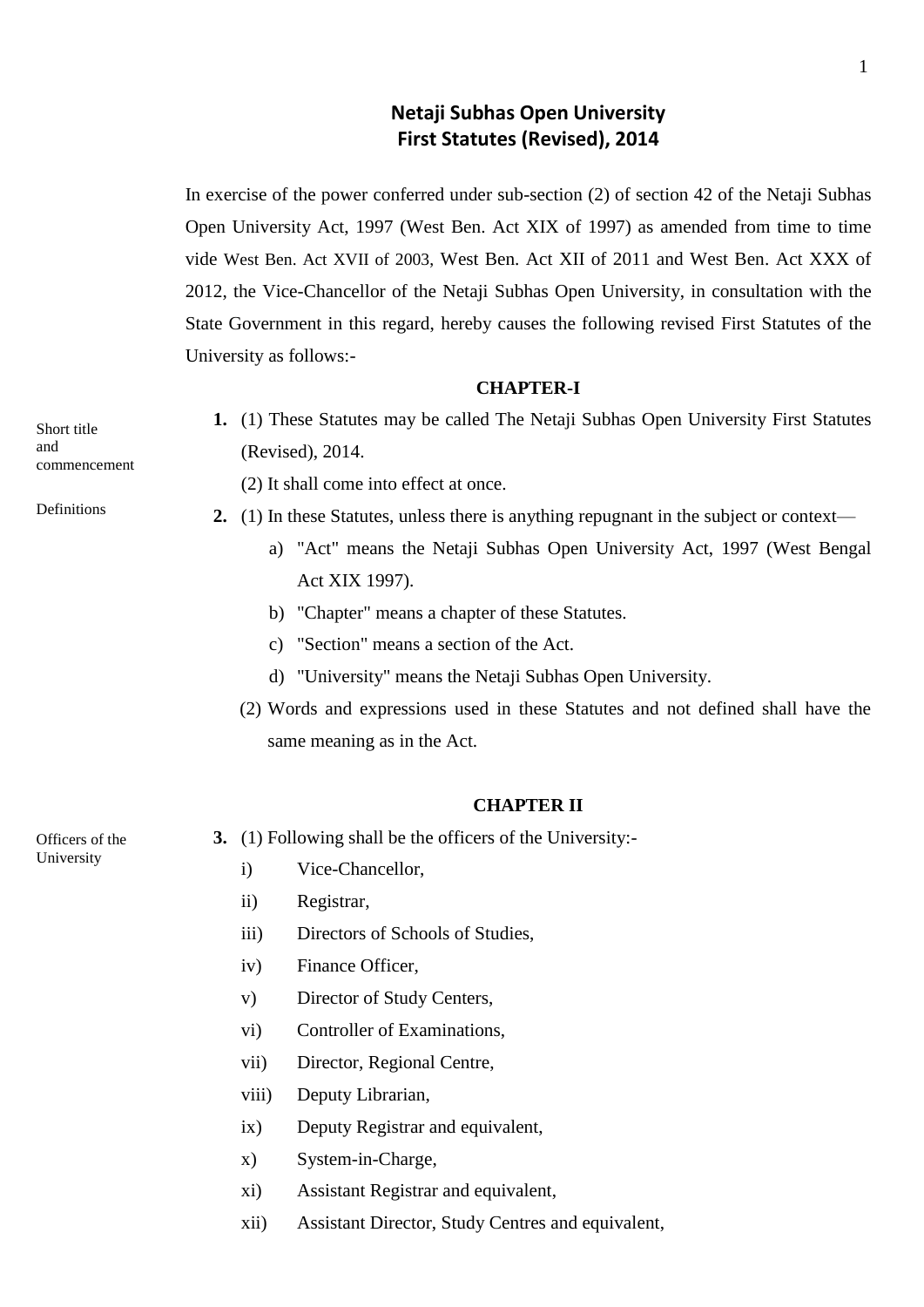# Netaji Subhas Open University
# First Statutes (Revised), 2014

In exercise of the power conferred under sub-section (2) of section 42 of the Netaji Subhas Open University Act, 1997 (West Ben. Act XIX of 1997) as amended from time to time vide West Ben. Act XVII of 2003, West Ben. Act XII of 2011 and West Ben. Act XXX of 2012, the Vice-Chancellor of the Netaji Subhas Open University, in consultation with the State Government in this regard, hereby causes the following revised First Statutes of the University as follows:-

## CHAPTER-I

*Short title and commencement*

**1.** (1) These Statutes may be called The Netaji Subhas Open University First Statutes (Revised), 2014.

(2) It shall come into effect at once.

*Definitions*

**2.** (1) In these Statutes, unless there is anything repugnant in the subject or context—

a) "Act" means the Netaji Subhas Open University Act, 1997 (West Bengal Act XIX 1997).

b) "Chapter" means a chapter of these Statutes.

c) "Section" means a section of the Act.

d) "University" means the Netaji Subhas Open University.

(2) Words and expressions used in these Statutes and not defined shall have the same meaning as in the Act.

## CHAPTER II

*Officers of the University*

**3.** (1) Following shall be the officers of the University:-

i) Vice-Chancellor,

ii) Registrar,

iii) Directors of Schools of Studies,

iv) Finance Officer,

v) Director of Study Centers,

vi) Controller of Examinations,

vii) Director, Regional Centre,

viii) Deputy Librarian,

ix) Deputy Registrar and equivalent,

x) System-in-Charge,

xi) Assistant Registrar and equivalent,

xii) Assistant Director, Study Centres and equivalent,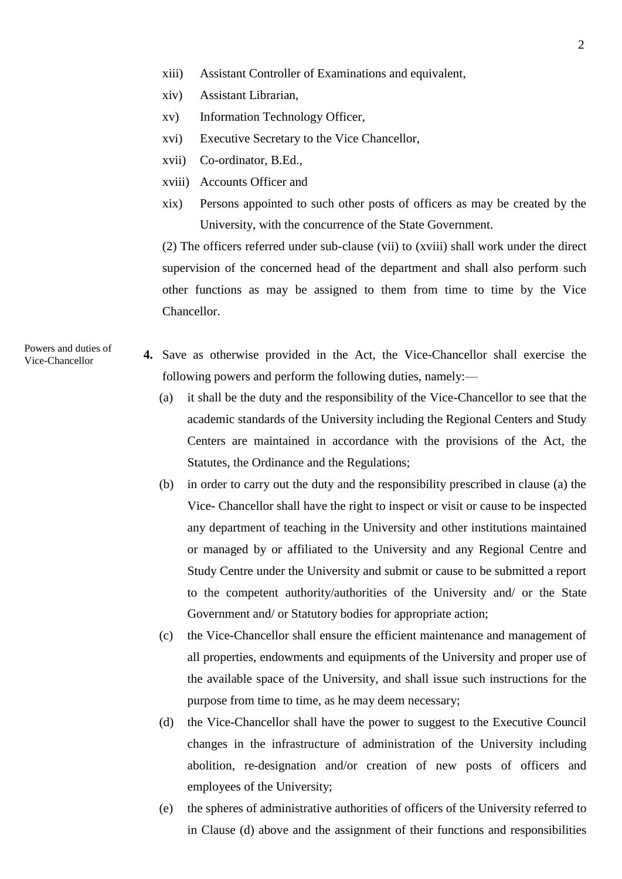xiii) Assistant Controller of Examinations and equivalent,

xiv) Assistant Librarian,

xv) Information Technology Officer,

xvi) Executive Secretary to the Vice Chancellor,

xvii) Co-ordinator, B.Ed.,

xviii) Accounts Officer and

xix) Persons appointed to such other posts of officers as may be created by the University, with the concurrence of the State Government.

(2) The officers referred under sub-clause (vii) to (xviii) shall work under the direct supervision of the concerned head of the department and shall also perform such other functions as may be assigned to them from time to time by the Vice Chancellor.

Powers and duties of Vice-Chancellor

**4.** Save as otherwise provided in the Act, the Vice-Chancellor shall exercise the following powers and perform the following duties, namely:—

(a) it shall be the duty and the responsibility of the Vice-Chancellor to see that the academic standards of the University including the Regional Centers and Study Centers are maintained in accordance with the provisions of the Act, the Statutes, the Ordinance and the Regulations;

(b) in order to carry out the duty and the responsibility prescribed in clause (a) the Vice- Chancellor shall have the right to inspect or visit or cause to be inspected any department of teaching in the University and other institutions maintained or managed by or affiliated to the University and any Regional Centre and Study Centre under the University and submit or cause to be submitted a report to the competent authority/authorities of the University and/ or the State Government and/ or Statutory bodies for appropriate action;

(c) the Vice-Chancellor shall ensure the efficient maintenance and management of all properties, endowments and equipments of the University and proper use of the available space of the University, and shall issue such instructions for the purpose from time to time, as he may deem necessary;

(d) the Vice-Chancellor shall have the power to suggest to the Executive Council changes in the infrastructure of administration of the University including abolition, re-designation and/or creation of new posts of officers and employees of the University;

(e) the spheres of administrative authorities of officers of the University referred to in Clause (d) above and the assignment of their functions and responsibilities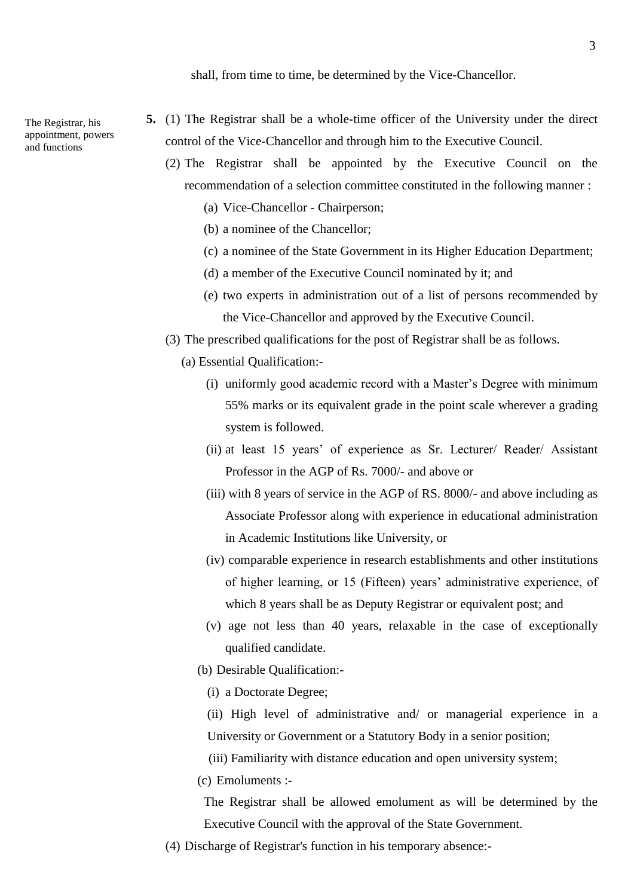shall, from time to time, be determined by the Vice-Chancellor.

The Registrar, his appointment, powers and functions

**5.** (1) The Registrar shall be a whole-time officer of the University under the direct control of the Vice-Chancellor and through him to the Executive Council.

(2) The Registrar shall be appointed by the Executive Council on the recommendation of a selection committee constituted in the following manner :

(a) Vice-Chancellor - Chairperson;

(b) a nominee of the Chancellor;

(c) a nominee of the State Government in its Higher Education Department;

(d) a member of the Executive Council nominated by it; and

(e) two experts in administration out of a list of persons recommended by the Vice-Chancellor and approved by the Executive Council.

(3) The prescribed qualifications for the post of Registrar shall be as follows.

(a) Essential Qualification:-

(i) uniformly good academic record with a Master's Degree with minimum 55% marks or its equivalent grade in the point scale wherever a grading system is followed.

(ii) at least 15 years' of experience as Sr. Lecturer/ Reader/ Assistant Professor in the AGP of Rs. 7000/- and above or

(iii) with 8 years of service in the AGP of RS. 8000/- and above including as Associate Professor along with experience in educational administration in Academic Institutions like University, or

(iv) comparable experience in research establishments and other institutions of higher learning, or 15 (Fifteen) years' administrative experience, of which 8 years shall be as Deputy Registrar or equivalent post; and

(v) age not less than 40 years, relaxable in the case of exceptionally qualified candidate.

(b) Desirable Qualification:-

(i) a Doctorate Degree;

(ii) High level of administrative and/ or managerial experience in a University or Government or a Statutory Body in a senior position;

(iii) Familiarity with distance education and open university system;

(c) Emoluments :-

The Registrar shall be allowed emolument as will be determined by the Executive Council with the approval of the State Government.

(4) Discharge of Registrar's function in his temporary absence:-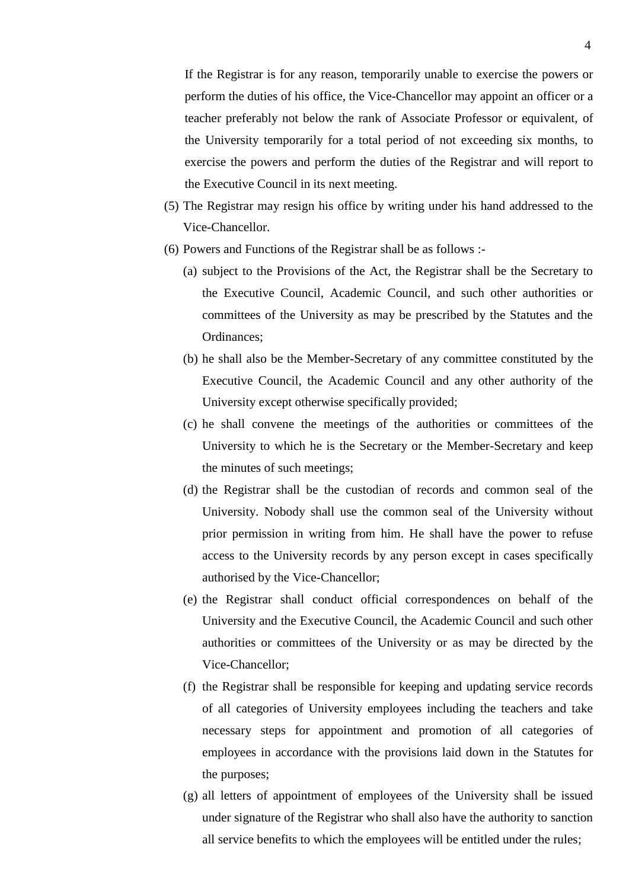If the Registrar is for any reason, temporarily unable to exercise the powers or perform the duties of his office, the Vice-Chancellor may appoint an officer or a teacher preferably not below the rank of Associate Professor or equivalent, of the University temporarily for a total period of not exceeding six months, to exercise the powers and perform the duties of the Registrar and will report to the Executive Council in its next meeting.

(5) The Registrar may resign his office by writing under his hand addressed to the Vice-Chancellor.

(6) Powers and Functions of the Registrar shall be as follows :-

(a) subject to the Provisions of the Act, the Registrar shall be the Secretary to the Executive Council, Academic Council, and such other authorities or committees of the University as may be prescribed by the Statutes and the Ordinances;

(b) he shall also be the Member-Secretary of any committee constituted by the Executive Council, the Academic Council and any other authority of the University except otherwise specifically provided;

(c) he shall convene the meetings of the authorities or committees of the University to which he is the Secretary or the Member-Secretary and keep the minutes of such meetings;

(d) the Registrar shall be the custodian of records and common seal of the University. Nobody shall use the common seal of the University without prior permission in writing from him. He shall have the power to refuse access to the University records by any person except in cases specifically authorised by the Vice-Chancellor;

(e) the Registrar shall conduct official correspondences on behalf of the University and the Executive Council, the Academic Council and such other authorities or committees of the University or as may be directed by the Vice-Chancellor;

(f) the Registrar shall be responsible for keeping and updating service records of all categories of University employees including the teachers and take necessary steps for appointment and promotion of all categories of employees in accordance with the provisions laid down in the Statutes for the purposes;

(g) all letters of appointment of employees of the University shall be issued under signature of the Registrar who shall also have the authority to sanction all service benefits to which the employees will be entitled under the rules;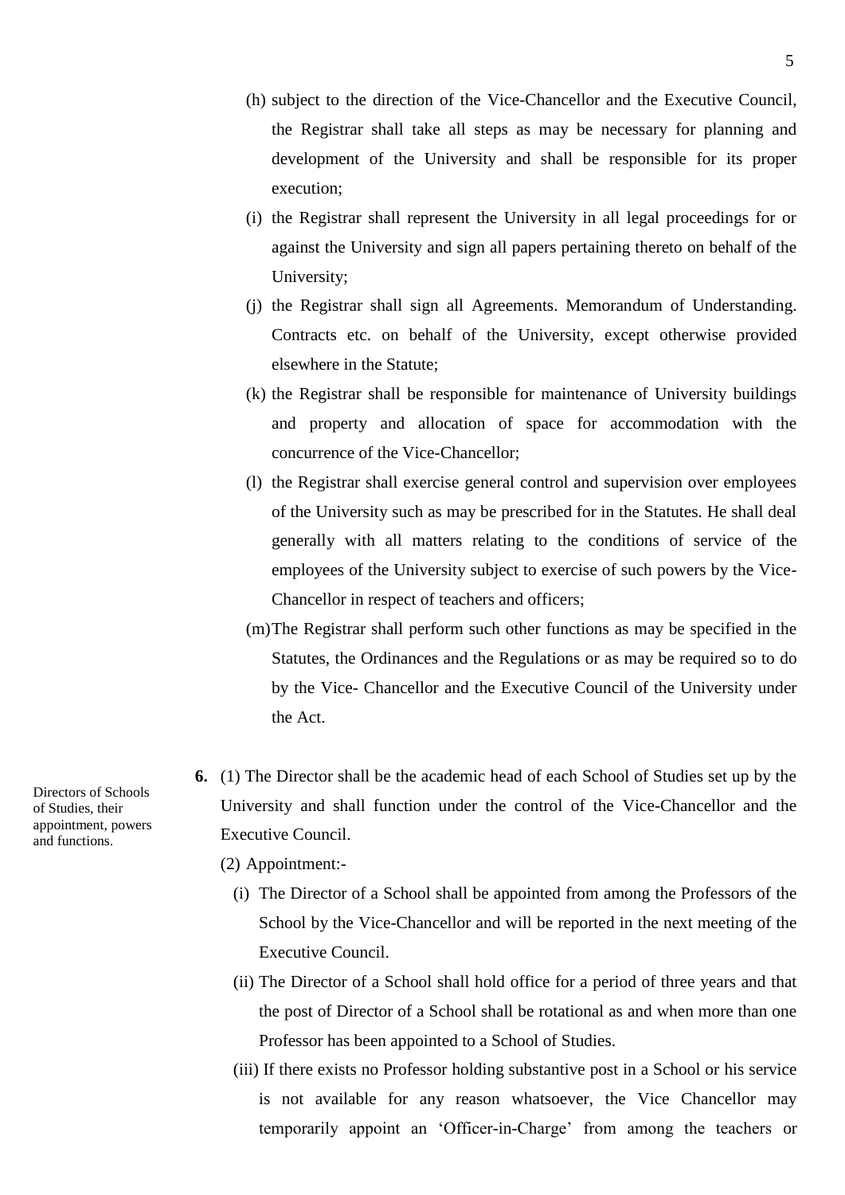(h) subject to the direction of the Vice-Chancellor and the Executive Council, the Registrar shall take all steps as may be necessary for planning and development of the University and shall be responsible for its proper execution;

(i) the Registrar shall represent the University in all legal proceedings for or against the University and sign all papers pertaining thereto on behalf of the University;

(j) the Registrar shall sign all Agreements. Memorandum of Understanding. Contracts etc. on behalf of the University, except otherwise provided elsewhere in the Statute;

(k) the Registrar shall be responsible for maintenance of University buildings and property and allocation of space for accommodation with the concurrence of the Vice-Chancellor;

(l) the Registrar shall exercise general control and supervision over employees of the University such as may be prescribed for in the Statutes. He shall deal generally with all matters relating to the conditions of service of the employees of the University subject to exercise of such powers by the Vice-Chancellor in respect of teachers and officers;

(m) The Registrar shall perform such other functions as may be specified in the Statutes, the Ordinances and the Regulations or as may be required so to do by the Vice- Chancellor and the Executive Council of the University under the Act.

*Directors of Schools of Studies, their appointment, powers and functions.*

**6.** (1) The Director shall be the academic head of each School of Studies set up by the University and shall function under the control of the Vice-Chancellor and the Executive Council.

(2) Appointment:-

(i) The Director of a School shall be appointed from among the Professors of the School by the Vice-Chancellor and will be reported in the next meeting of the Executive Council.

(ii) The Director of a School shall hold office for a period of three years and that the post of Director of a School shall be rotational as and when more than one Professor has been appointed to a School of Studies.

(iii) If there exists no Professor holding substantive post in a School or his service is not available for any reason whatsoever, the Vice Chancellor may temporarily appoint an 'Officer-in-Charge' from among the teachers or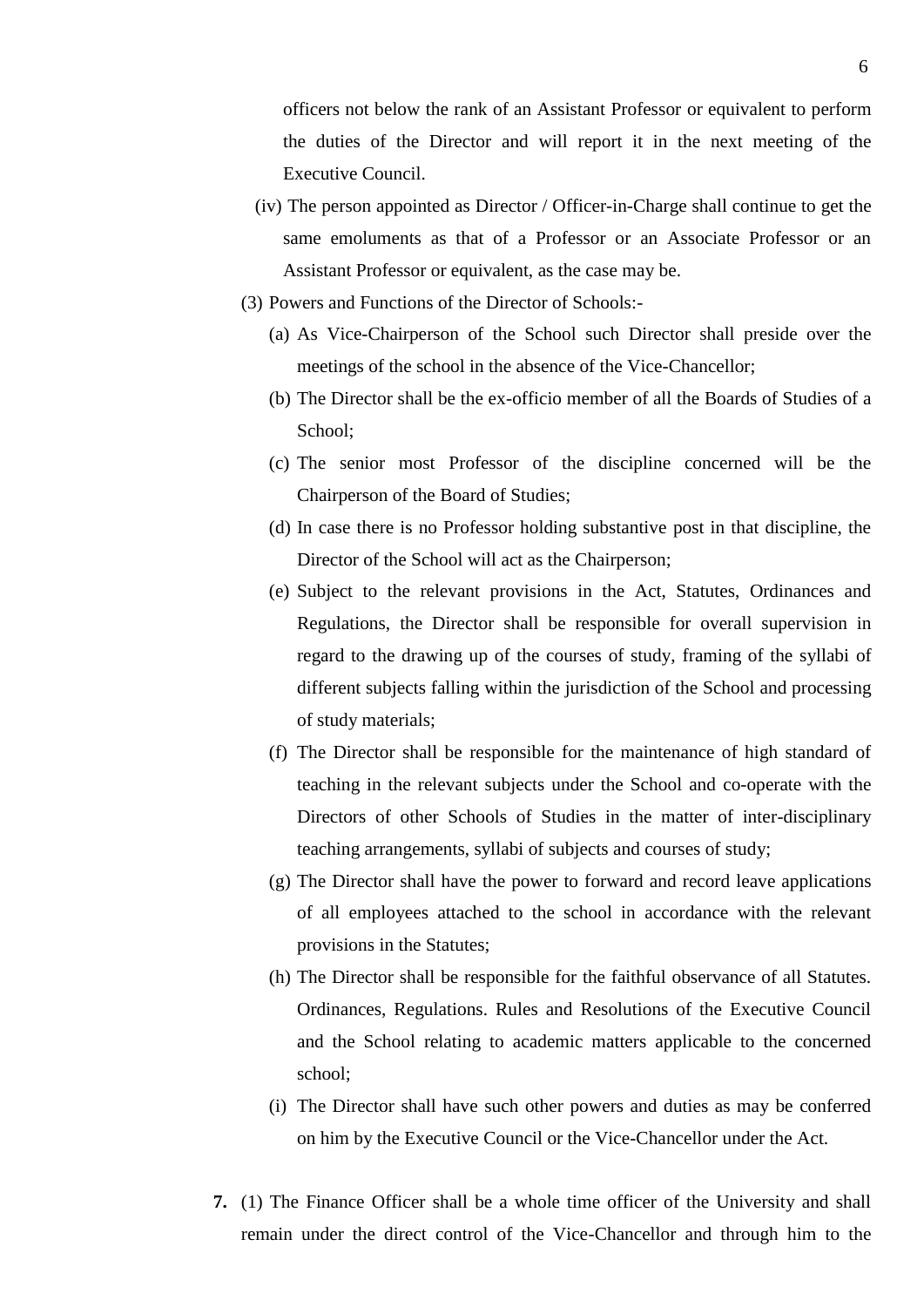officers not below the rank of an Assistant Professor or equivalent to perform the duties of the Director and will report it in the next meeting of the Executive Council.

(iv) The person appointed as Director / Officer-in-Charge shall continue to get the same emoluments as that of a Professor or an Associate Professor or an Assistant Professor or equivalent, as the case may be.

(3) Powers and Functions of the Director of Schools:-

(a) As Vice-Chairperson of the School such Director shall preside over the meetings of the school in the absence of the Vice-Chancellor;

(b) The Director shall be the ex-officio member of all the Boards of Studies of a School;

(c) The senior most Professor of the discipline concerned will be the Chairperson of the Board of Studies;

(d) In case there is no Professor holding substantive post in that discipline, the Director of the School will act as the Chairperson;

(e) Subject to the relevant provisions in the Act, Statutes, Ordinances and Regulations, the Director shall be responsible for overall supervision in regard to the drawing up of the courses of study, framing of the syllabi of different subjects falling within the jurisdiction of the School and processing of study materials;

(f) The Director shall be responsible for the maintenance of high standard of teaching in the relevant subjects under the School and co-operate with the Directors of other Schools of Studies in the matter of inter-disciplinary teaching arrangements, syllabi of subjects and courses of study;

(g) The Director shall have the power to forward and record leave applications of all employees attached to the school in accordance with the relevant provisions in the Statutes;

(h) The Director shall be responsible for the faithful observance of all Statutes. Ordinances, Regulations. Rules and Resolutions of the Executive Council and the School relating to academic matters applicable to the concerned school;

(i) The Director shall have such other powers and duties as may be conferred on him by the Executive Council or the Vice-Chancellor under the Act.

**7.** (1) The Finance Officer shall be a whole time officer of the University and shall remain under the direct control of the Vice-Chancellor and through him to the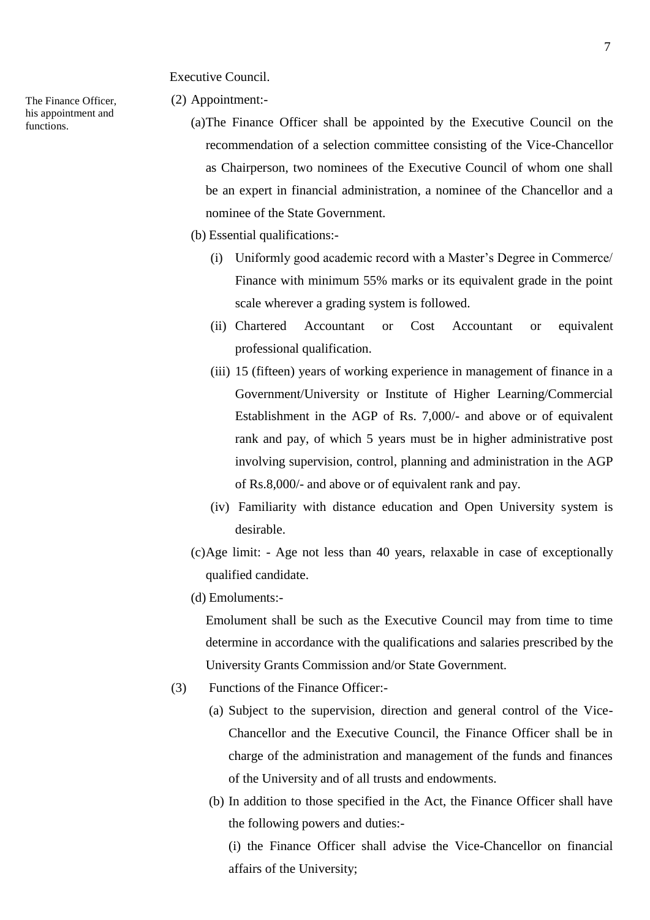Executive Council.

The Finance Officer, his appointment and functions.

(2) Appointment:-

(a) The Finance Officer shall be appointed by the Executive Council on the recommendation of a selection committee consisting of the Vice-Chancellor as Chairperson, two nominees of the Executive Council of whom one shall be an expert in financial administration, a nominee of the Chancellor and a nominee of the State Government.

(b) Essential qualifications:-

(i) Uniformly good academic record with a Master's Degree in Commerce/ Finance with minimum 55% marks or its equivalent grade in the point scale wherever a grading system is followed.

(ii) Chartered Accountant or Cost Accountant or equivalent professional qualification.

(iii) 15 (fifteen) years of working experience in management of finance in a Government/University or Institute of Higher Learning/Commercial Establishment in the AGP of Rs. 7,000/- and above or of equivalent rank and pay, of which 5 years must be in higher administrative post involving supervision, control, planning and administration in the AGP of Rs.8,000/- and above or of equivalent rank and pay.

(iv) Familiarity with distance education and Open University system is desirable.

(c) Age limit: - Age not less than 40 years, relaxable in case of exceptionally qualified candidate.

(d) Emoluments:-

Emolument shall be such as the Executive Council may from time to time determine in accordance with the qualifications and salaries prescribed by the University Grants Commission and/or State Government.

(3) Functions of the Finance Officer:-

(a) Subject to the supervision, direction and general control of the Vice-Chancellor and the Executive Council, the Finance Officer shall be in charge of the administration and management of the funds and finances of the University and of all trusts and endowments.

(b) In addition to those specified in the Act, the Finance Officer shall have the following powers and duties:-

(i) the Finance Officer shall advise the Vice-Chancellor on financial affairs of the University;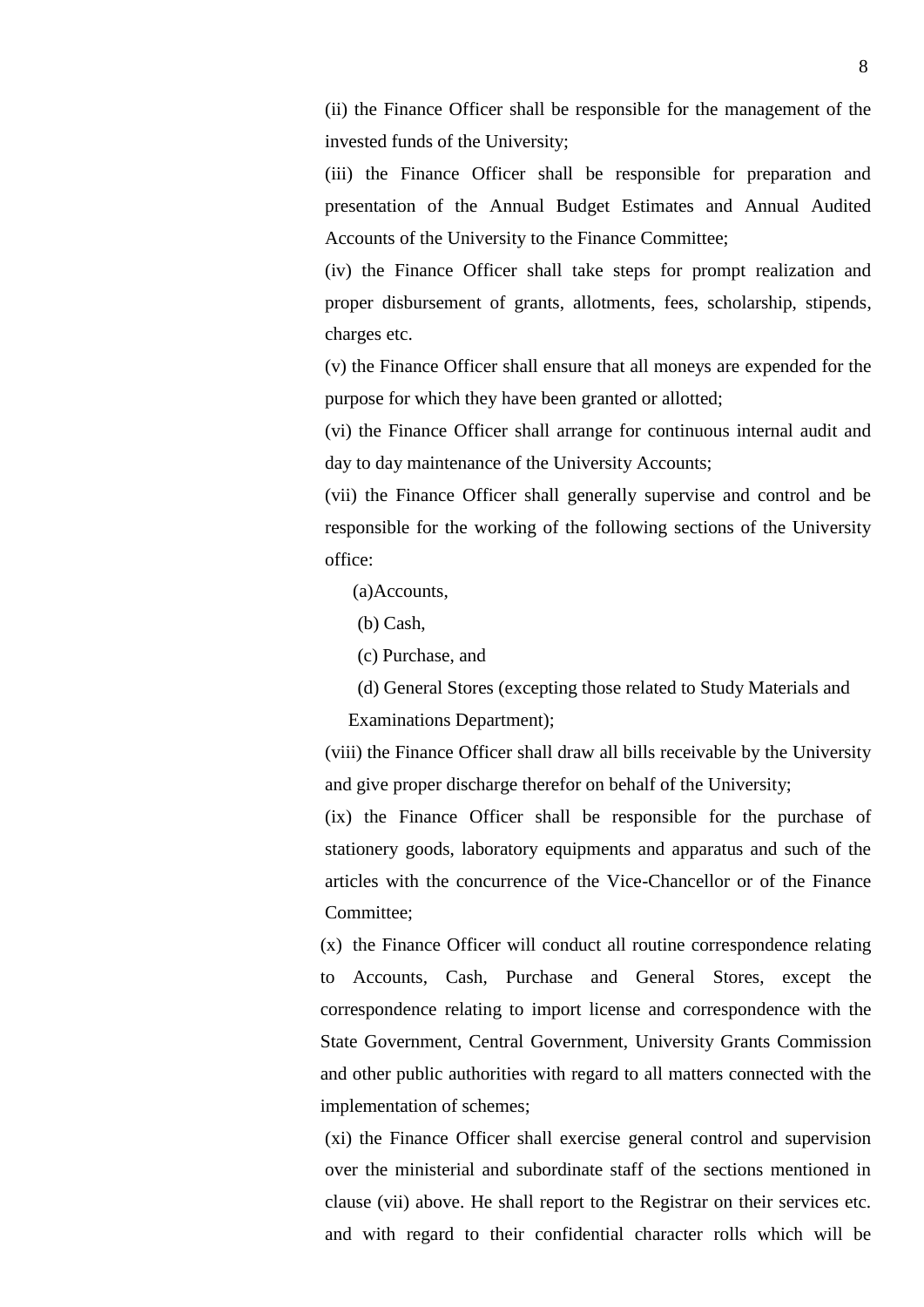(ii) the Finance Officer shall be responsible for the management of the invested funds of the University;

(iii) the Finance Officer shall be responsible for preparation and presentation of the Annual Budget Estimates and Annual Audited Accounts of the University to the Finance Committee;

(iv) the Finance Officer shall take steps for prompt realization and proper disbursement of grants, allotments, fees, scholarship, stipends, charges etc.

(v) the Finance Officer shall ensure that all moneys are expended for the purpose for which they have been granted or allotted;

(vi) the Finance Officer shall arrange for continuous internal audit and day to day maintenance of the University Accounts;

(vii) the Finance Officer shall generally supervise and control and be responsible for the working of the following sections of the University office:

(a)Accounts,

(b) Cash,

(c) Purchase, and

(d) General Stores (excepting those related to Study Materials and Examinations Department);

(viii) the Finance Officer shall draw all bills receivable by the University and give proper discharge therefor on behalf of the University;

(ix) the Finance Officer shall be responsible for the purchase of stationery goods, laboratory equipments and apparatus and such of the articles with the concurrence of the Vice-Chancellor or of the Finance Committee;

(x) the Finance Officer will conduct all routine correspondence relating to Accounts, Cash, Purchase and General Stores, except the correspondence relating to import license and correspondence with the State Government, Central Government, University Grants Commission and other public authorities with regard to all matters connected with the implementation of schemes;

(xi) the Finance Officer shall exercise general control and supervision over the ministerial and subordinate staff of the sections mentioned in clause (vii) above. He shall report to the Registrar on their services etc. and with regard to their confidential character rolls which will be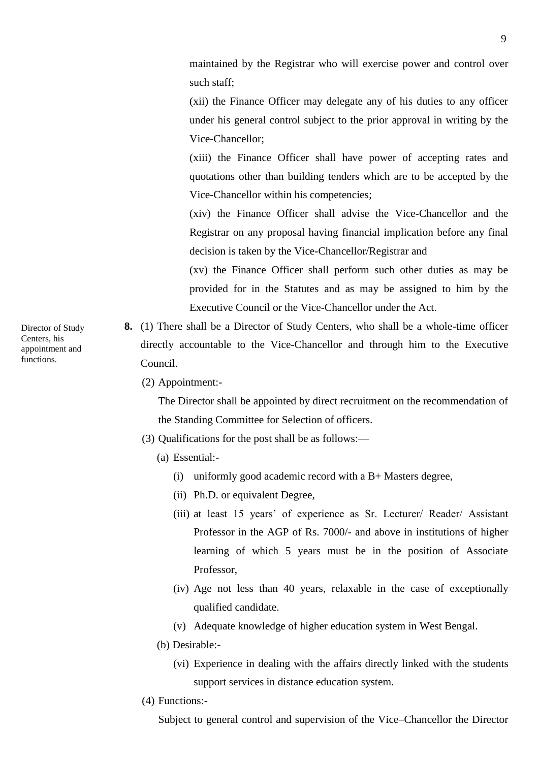maintained by the Registrar who will exercise power and control over such staff;

(xii) the Finance Officer may delegate any of his duties to any officer under his general control subject to the prior approval in writing by the Vice-Chancellor;

(xiii) the Finance Officer shall have power of accepting rates and quotations other than building tenders which are to be accepted by the Vice-Chancellor within his competencies;

(xiv) the Finance Officer shall advise the Vice-Chancellor and the Registrar on any proposal having financial implication before any final decision is taken by the Vice-Chancellor/Registrar and

(xv) the Finance Officer shall perform such other duties as may be provided for in the Statutes and as may be assigned to him by the Executive Council or the Vice-Chancellor under the Act.

*Director of Study Centers, his appointment and functions.*

**8.** (1) There shall be a Director of Study Centers, who shall be a whole-time officer directly accountable to the Vice-Chancellor and through him to the Executive Council.

(2) Appointment:-

The Director shall be appointed by direct recruitment on the recommendation of the Standing Committee for Selection of officers.

(3) Qualifications for the post shall be as follows:—

(a) Essential:-

(i) uniformly good academic record with a B+ Masters degree,

(ii) Ph.D. or equivalent Degree,

(iii) at least 15 years' of experience as Sr. Lecturer/ Reader/ Assistant Professor in the AGP of Rs. 7000/- and above in institutions of higher learning of which 5 years must be in the position of Associate Professor,

(iv) Age not less than 40 years, relaxable in the case of exceptionally qualified candidate.

(v) Adequate knowledge of higher education system in West Bengal.

(b) Desirable:-

(vi) Experience in dealing with the affairs directly linked with the students support services in distance education system.

(4) Functions:-

Subject to general control and supervision of the Vice–Chancellor the Director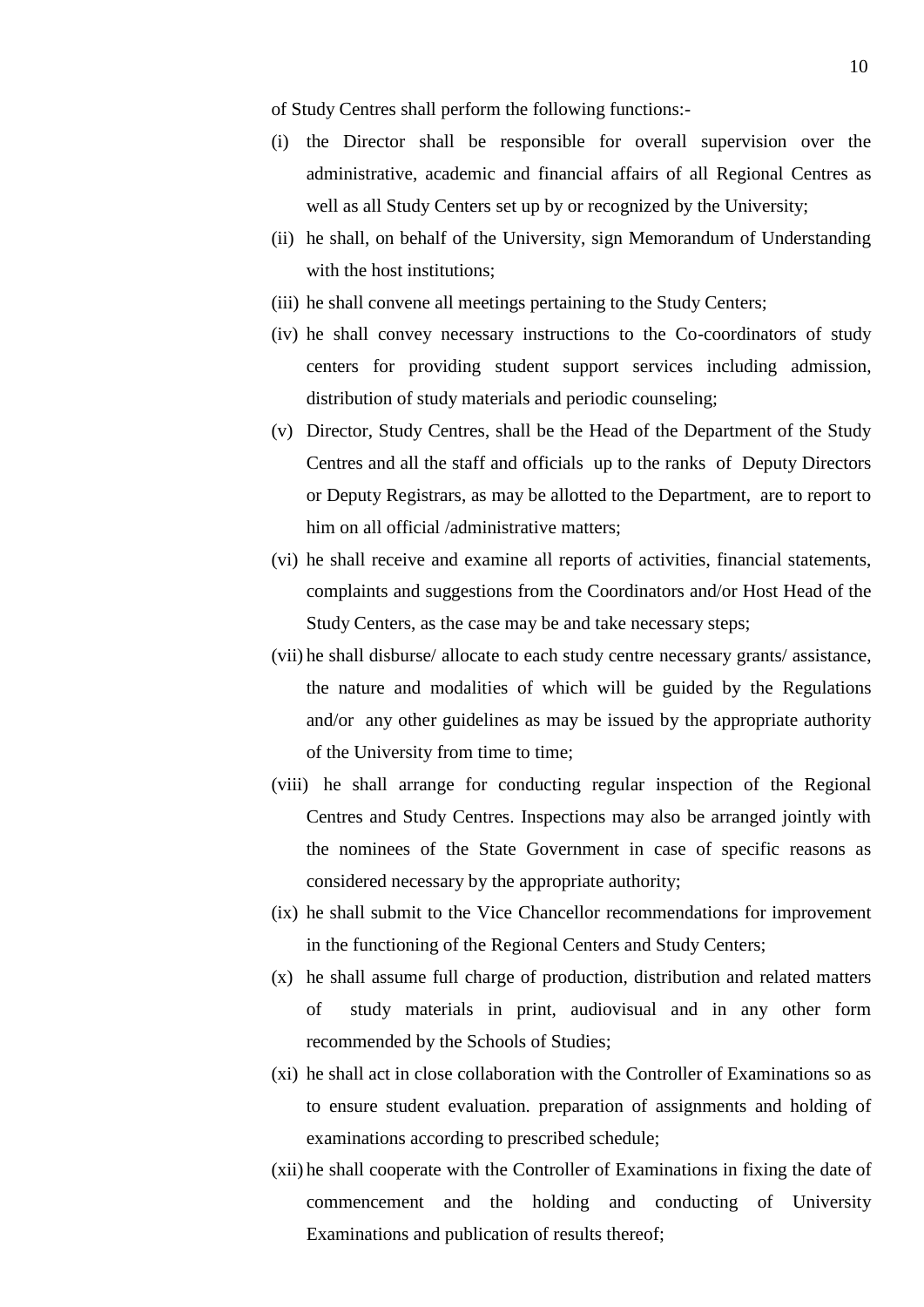of Study Centres shall perform the following functions:-

(i) the Director shall be responsible for overall supervision over the administrative, academic and financial affairs of all Regional Centres as well as all Study Centers set up by or recognized by the University;

(ii) he shall, on behalf of the University, sign Memorandum of Understanding with the host institutions;

(iii) he shall convene all meetings pertaining to the Study Centers;

(iv) he shall convey necessary instructions to the Co-coordinators of study centers for providing student support services including admission, distribution of study materials and periodic counseling;

(v) Director, Study Centres, shall be the Head of the Department of the Study Centres and all the staff and officials up to the ranks of Deputy Directors or Deputy Registrars, as may be allotted to the Department, are to report to him on all official /administrative matters;

(vi) he shall receive and examine all reports of activities, financial statements, complaints and suggestions from the Coordinators and/or Host Head of the Study Centers, as the case may be and take necessary steps;

(vii) he shall disburse/ allocate to each study centre necessary grants/ assistance, the nature and modalities of which will be guided by the Regulations and/or any other guidelines as may be issued by the appropriate authority of the University from time to time;

(viii) he shall arrange for conducting regular inspection of the Regional Centres and Study Centres. Inspections may also be arranged jointly with the nominees of the State Government in case of specific reasons as considered necessary by the appropriate authority;

(ix) he shall submit to the Vice Chancellor recommendations for improvement in the functioning of the Regional Centers and Study Centers;

(x) he shall assume full charge of production, distribution and related matters of study materials in print, audiovisual and in any other form recommended by the Schools of Studies;

(xi) he shall act in close collaboration with the Controller of Examinations so as to ensure student evaluation. preparation of assignments and holding of examinations according to prescribed schedule;

(xii) he shall cooperate with the Controller of Examinations in fixing the date of commencement and the holding and conducting of University Examinations and publication of results thereof;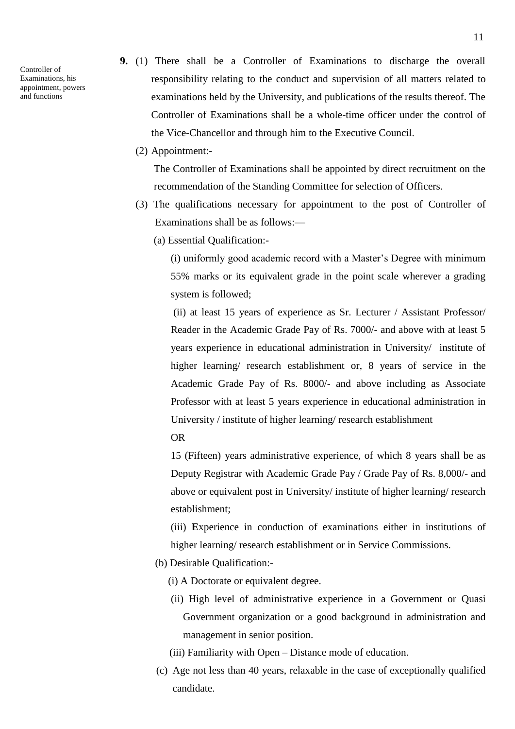Controller of Examinations, his appointment, powers and functions

**9.** (1) There shall be a Controller of Examinations to discharge the overall responsibility relating to the conduct and supervision of all matters related to examinations held by the University, and publications of the results thereof. The Controller of Examinations shall be a whole-time officer under the control of the Vice-Chancellor and through him to the Executive Council.

(2) Appointment:-

The Controller of Examinations shall be appointed by direct recruitment on the recommendation of the Standing Committee for selection of Officers.

(3) The qualifications necessary for appointment to the post of Controller of Examinations shall be as follows:—

(a) Essential Qualification:-

(i) uniformly good academic record with a Master's Degree with minimum 55% marks or its equivalent grade in the point scale wherever a grading system is followed;

(ii) at least 15 years of experience as Sr. Lecturer / Assistant Professor/ Reader in the Academic Grade Pay of Rs. 7000/- and above with at least 5 years experience in educational administration in University/ institute of higher learning/ research establishment or, 8 years of service in the Academic Grade Pay of Rs. 8000/- and above including as Associate Professor with at least 5 years experience in educational administration in University / institute of higher learning/ research establishment

OR

15 (Fifteen) years administrative experience, of which 8 years shall be as Deputy Registrar with Academic Grade Pay / Grade Pay of Rs. 8,000/- and above or equivalent post in University/ institute of higher learning/ research establishment;

(iii) **E**xperience in conduction of examinations either in institutions of higher learning/ research establishment or in Service Commissions.

(b) Desirable Qualification:-

(i) A Doctorate or equivalent degree.

(ii) High level of administrative experience in a Government or Quasi Government organization or a good background in administration and management in senior position.

(iii) Familiarity with Open – Distance mode of education.

(c) Age not less than 40 years, relaxable in the case of exceptionally qualified candidate.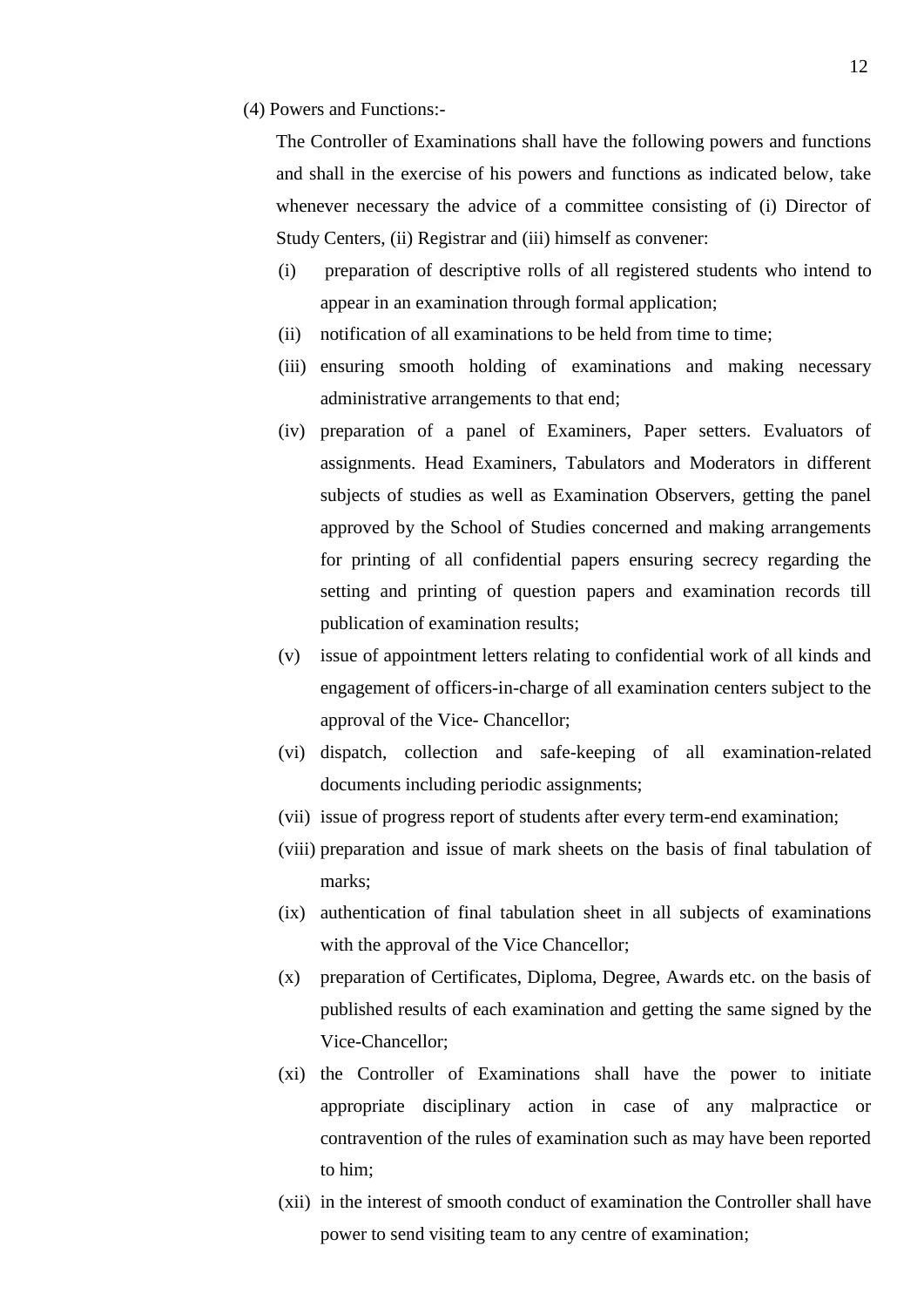(4) Powers and Functions:-

The Controller of Examinations shall have the following powers and functions and shall in the exercise of his powers and functions as indicated below, take whenever necessary the advice of a committee consisting of (i) Director of Study Centers, (ii) Registrar and (iii) himself as convener:

(i) preparation of descriptive rolls of all registered students who intend to appear in an examination through formal application;

(ii) notification of all examinations to be held from time to time;

(iii) ensuring smooth holding of examinations and making necessary administrative arrangements to that end;

(iv) preparation of a panel of Examiners, Paper setters. Evaluators of assignments. Head Examiners, Tabulators and Moderators in different subjects of studies as well as Examination Observers, getting the panel approved by the School of Studies concerned and making arrangements for printing of all confidential papers ensuring secrecy regarding the setting and printing of question papers and examination records till publication of examination results;

(v) issue of appointment letters relating to confidential work of all kinds and engagement of officers-in-charge of all examination centers subject to the approval of the Vice- Chancellor;

(vi) dispatch, collection and safe-keeping of all examination-related documents including periodic assignments;

(vii) issue of progress report of students after every term-end examination;

(viii) preparation and issue of mark sheets on the basis of final tabulation of marks;

(ix) authentication of final tabulation sheet in all subjects of examinations with the approval of the Vice Chancellor;

(x) preparation of Certificates, Diploma, Degree, Awards etc. on the basis of published results of each examination and getting the same signed by the Vice-Chancellor;

(xi) the Controller of Examinations shall have the power to initiate appropriate disciplinary action in case of any malpractice or contravention of the rules of examination such as may have been reported to him;

(xii) in the interest of smooth conduct of examination the Controller shall have power to send visiting team to any centre of examination;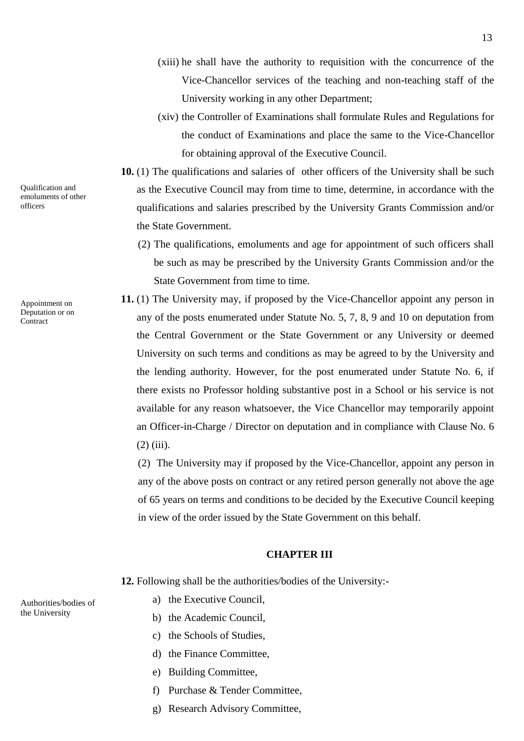(xiii) he shall have the authority to requisition with the concurrence of the Vice-Chancellor services of the teaching and non-teaching staff of the University working in any other Department;

(xiv) the Controller of Examinations shall formulate Rules and Regulations for the conduct of Examinations and place the same to the Vice-Chancellor for obtaining approval of the Executive Council.

*Qualification and emoluments of other officers*

**10.** (1) The qualifications and salaries of other officers of the University shall be such as the Executive Council may from time to time, determine, in accordance with the qualifications and salaries prescribed by the University Grants Commission and/or the State Government.

(2) The qualifications, emoluments and age for appointment of such officers shall be such as may be prescribed by the University Grants Commission and/or the State Government from time to time.

*Appointment on Deputation or on Contract*

**11.** (1) The University may, if proposed by the Vice-Chancellor appoint any person in any of the posts enumerated under Statute No. 5, 7, 8, 9 and 10 on deputation from the Central Government or the State Government or any University or deemed University on such terms and conditions as may be agreed to by the University and the lending authority. However, for the post enumerated under Statute No. 6, if there exists no Professor holding substantive post in a School or his service is not available for any reason whatsoever, the Vice Chancellor may temporarily appoint an Officer-in-Charge / Director on deputation and in compliance with Clause No. 6 (2) (iii).

(2) The University may if proposed by the Vice-Chancellor, appoint any person in any of the above posts on contract or any retired person generally not above the age of 65 years on terms and conditions to be decided by the Executive Council keeping in view of the order issued by the State Government on this behalf.

## CHAPTER III

*Authorities/bodies of the University*

**12.** Following shall be the authorities/bodies of the University:-

a) the Executive Council,
b) the Academic Council,
c) the Schools of Studies,
d) the Finance Committee,
e) Building Committee,
f) Purchase & Tender Committee,
g) Research Advisory Committee,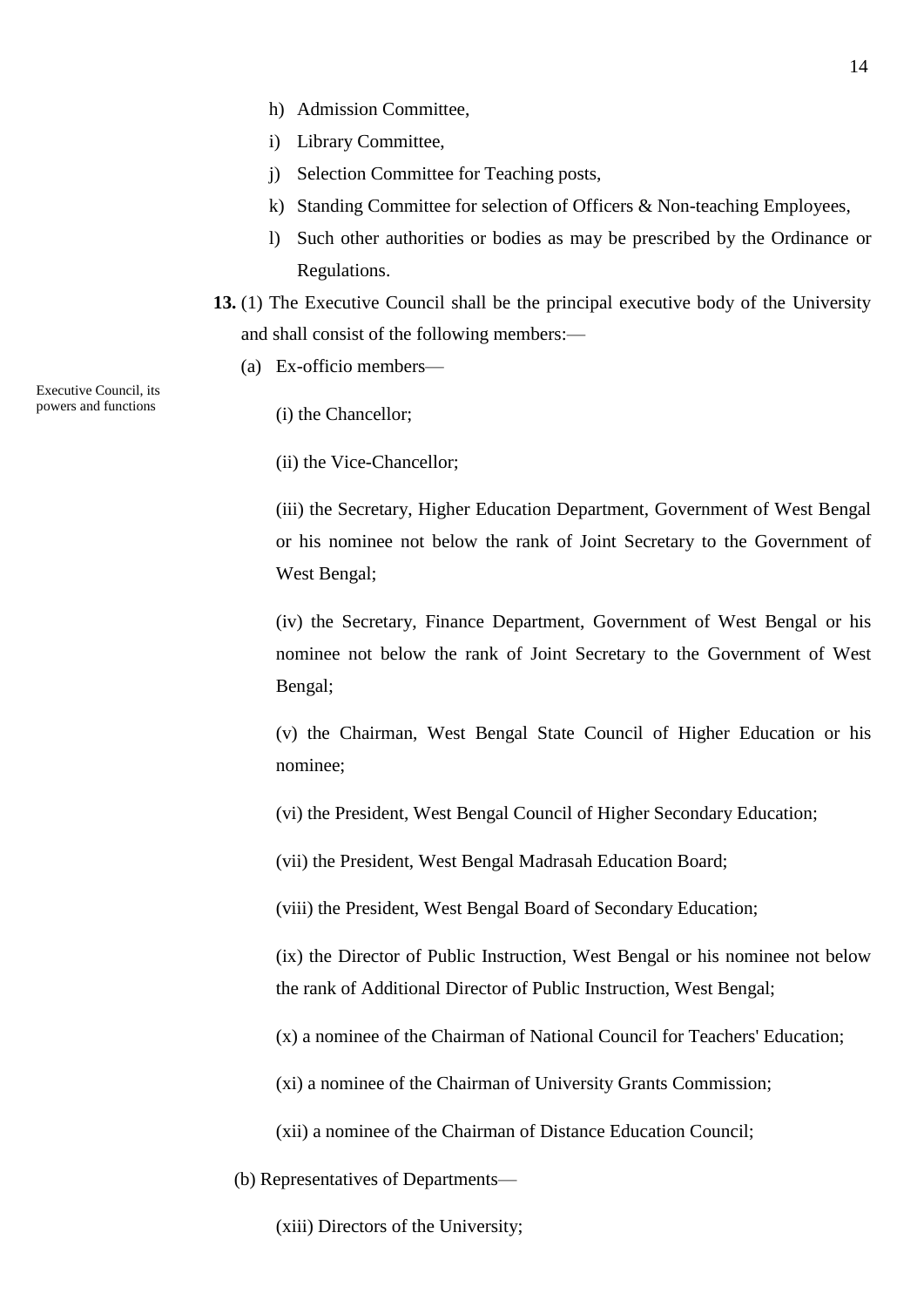h) Admission Committee,

i) Library Committee,

j) Selection Committee for Teaching posts,

k) Standing Committee for selection of Officers & Non-teaching Employees,

l) Such other authorities or bodies as may be prescribed by the Ordinance or Regulations.

Executive Council, its powers and functions

**13.** (1) The Executive Council shall be the principal executive body of the University and shall consist of the following members:—

(a) Ex-officio members—

(i) the Chancellor;

(ii) the Vice-Chancellor;

(iii) the Secretary, Higher Education Department, Government of West Bengal or his nominee not below the rank of Joint Secretary to the Government of West Bengal;

(iv) the Secretary, Finance Department, Government of West Bengal or his nominee not below the rank of Joint Secretary to the Government of West Bengal;

(v) the Chairman, West Bengal State Council of Higher Education or his nominee;

(vi) the President, West Bengal Council of Higher Secondary Education;

(vii) the President, West Bengal Madrasah Education Board;

(viii) the President, West Bengal Board of Secondary Education;

(ix) the Director of Public Instruction, West Bengal or his nominee not below the rank of Additional Director of Public Instruction, West Bengal;

(x) a nominee of the Chairman of National Council for Teachers' Education;

(xi) a nominee of the Chairman of University Grants Commission;

(xii) a nominee of the Chairman of Distance Education Council;

(b) Representatives of Departments—

(xiii) Directors of the University;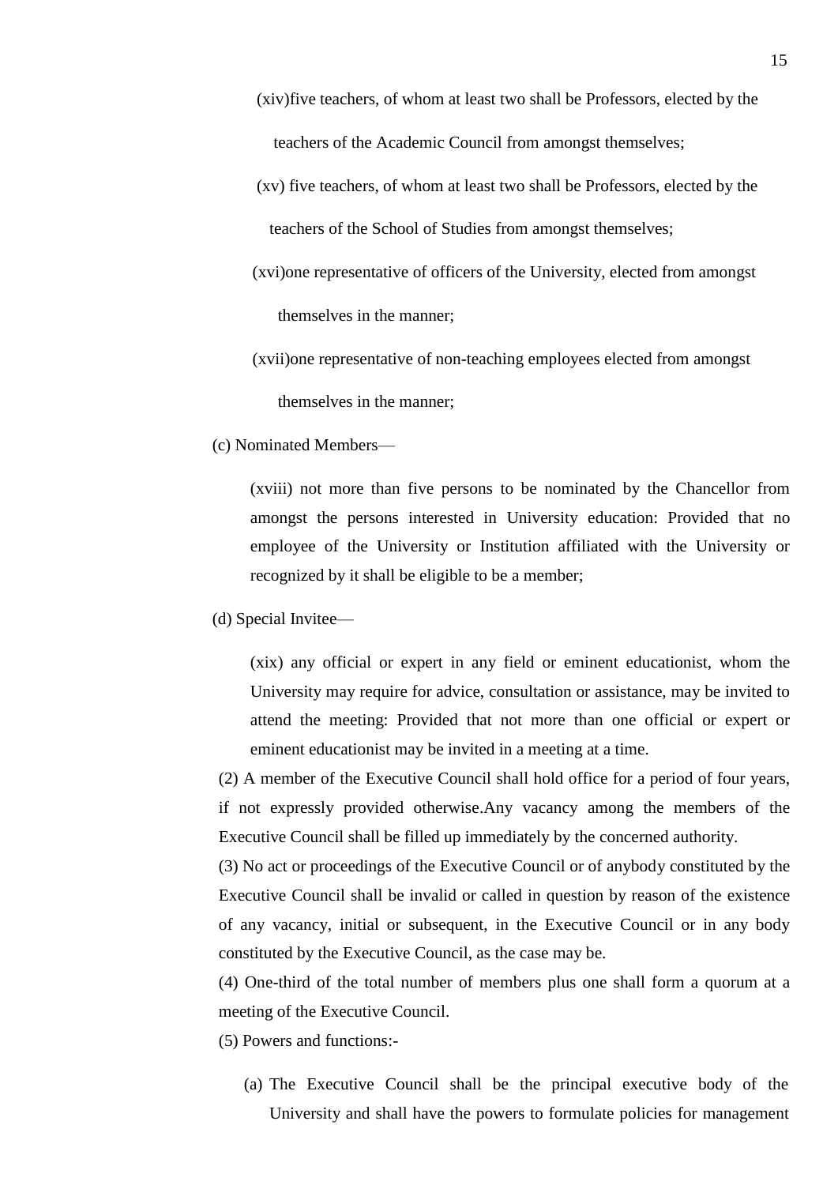(xiv)five teachers, of whom at least two shall be Professors, elected by the teachers of the Academic Council from amongst themselves;

(xv) five teachers, of whom at least two shall be Professors, elected by the teachers of the School of Studies from amongst themselves;

(xvi)one representative of officers of the University, elected from amongst themselves in the manner;

(xvii)one representative of non-teaching employees elected from amongst themselves in the manner;

(c) Nominated Members—

(xviii) not more than five persons to be nominated by the Chancellor from amongst the persons interested in University education: Provided that no employee of the University or Institution affiliated with the University or recognized by it shall be eligible to be a member;

(d) Special Invitee—

(xix) any official or expert in any field or eminent educationist, whom the University may require for advice, consultation or assistance, may be invited to attend the meeting: Provided that not more than one official or expert or eminent educationist may be invited in a meeting at a time.

(2) A member of the Executive Council shall hold office for a period of four years, if not expressly provided otherwise.Any vacancy among the members of the Executive Council shall be filled up immediately by the concerned authority.

(3) No act or proceedings of the Executive Council or of anybody constituted by the Executive Council shall be invalid or called in question by reason of the existence of any vacancy, initial or subsequent, in the Executive Council or in any body constituted by the Executive Council, as the case may be.

(4) One-third of the total number of members plus one shall form a quorum at a meeting of the Executive Council.

(5) Powers and functions:-

(a) The Executive Council shall be the principal executive body of the University and shall have the powers to formulate policies for management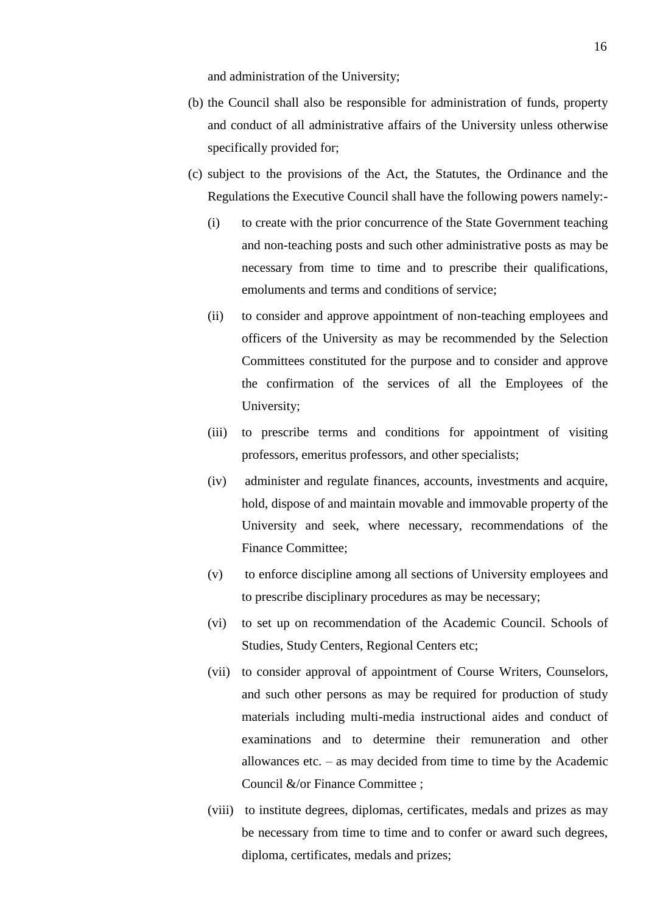and administration of the University;

(b) the Council shall also be responsible for administration of funds, property and conduct of all administrative affairs of the University unless otherwise specifically provided for;

(c) subject to the provisions of the Act, the Statutes, the Ordinance and the Regulations the Executive Council shall have the following powers namely:-

   (i) to create with the prior concurrence of the State Government teaching and non-teaching posts and such other administrative posts as may be necessary from time to time and to prescribe their qualifications, emoluments and terms and conditions of service;

   (ii) to consider and approve appointment of non-teaching employees and officers of the University as may be recommended by the Selection Committees constituted for the purpose and to consider and approve the confirmation of the services of all the Employees of the University;

   (iii) to prescribe terms and conditions for appointment of visiting professors, emeritus professors, and other specialists;

   (iv) administer and regulate finances, accounts, investments and acquire, hold, dispose of and maintain movable and immovable property of the University and seek, where necessary, recommendations of the Finance Committee;

   (v) to enforce discipline among all sections of University employees and to prescribe disciplinary procedures as may be necessary;

   (vi) to set up on recommendation of the Academic Council. Schools of Studies, Study Centers, Regional Centers etc;

   (vii) to consider approval of appointment of Course Writers, Counselors, and such other persons as may be required for production of study materials including multi-media instructional aides and conduct of examinations and to determine their remuneration and other allowances etc. – as may decided from time to time by the Academic Council &/or Finance Committee ;

   (viii) to institute degrees, diplomas, certificates, medals and prizes as may be necessary from time to time and to confer or award such degrees, diploma, certificates, medals and prizes;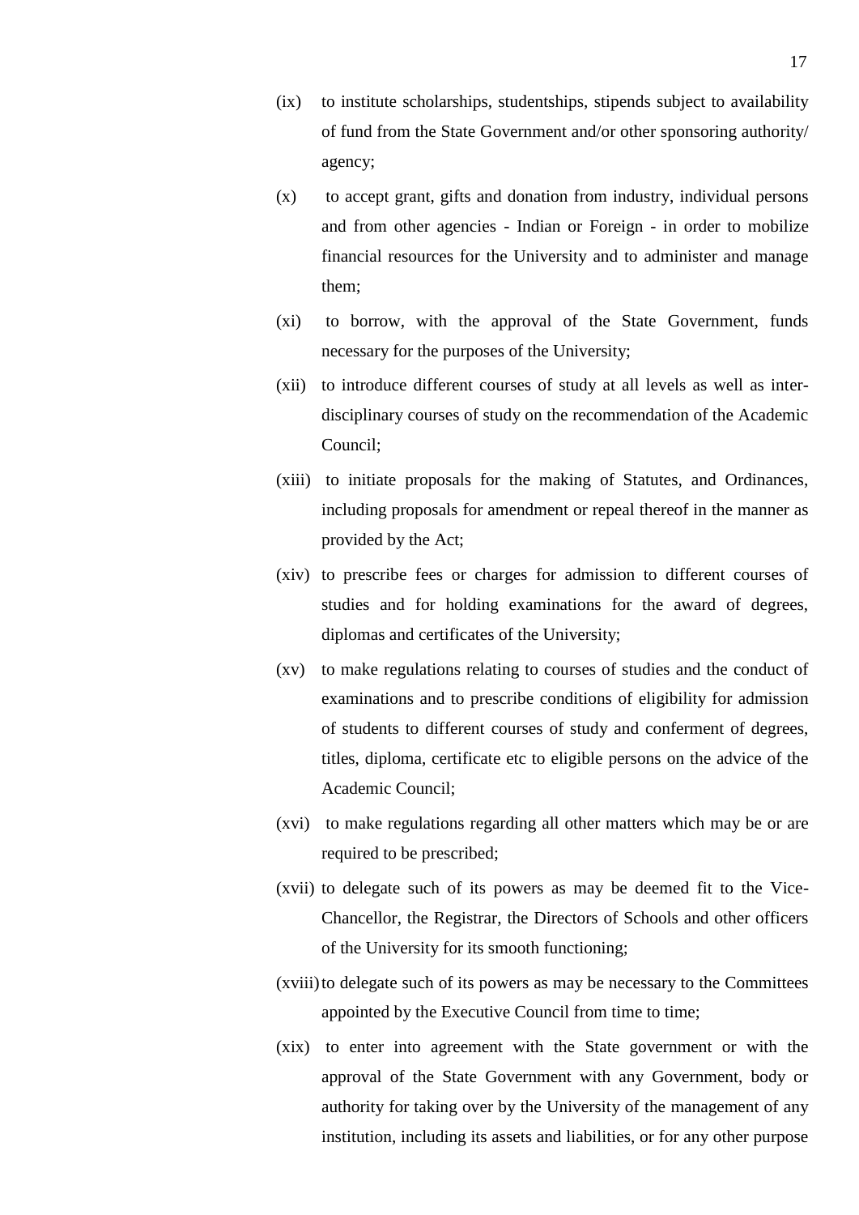(ix) to institute scholarships, studentships, stipends subject to availability of fund from the State Government and/or other sponsoring authority/ agency;

(x) to accept grant, gifts and donation from industry, individual persons and from other agencies - Indian or Foreign - in order to mobilize financial resources for the University and to administer and manage them;

(xi) to borrow, with the approval of the State Government, funds necessary for the purposes of the University;

(xii) to introduce different courses of study at all levels as well as inter-disciplinary courses of study on the recommendation of the Academic Council;

(xiii) to initiate proposals for the making of Statutes, and Ordinances, including proposals for amendment or repeal thereof in the manner as provided by the Act;

(xiv) to prescribe fees or charges for admission to different courses of studies and for holding examinations for the award of degrees, diplomas and certificates of the University;

(xv) to make regulations relating to courses of studies and the conduct of examinations and to prescribe conditions of eligibility for admission of students to different courses of study and conferment of degrees, titles, diploma, certificate etc to eligible persons on the advice of the Academic Council;

(xvi) to make regulations regarding all other matters which may be or are required to be prescribed;

(xvii) to delegate such of its powers as may be deemed fit to the Vice-Chancellor, the Registrar, the Directors of Schools and other officers of the University for its smooth functioning;

(xviii) to delegate such of its powers as may be necessary to the Committees appointed by the Executive Council from time to time;

(xix) to enter into agreement with the State government or with the approval of the State Government with any Government, body or authority for taking over by the University of the management of any institution, including its assets and liabilities, or for any other purpose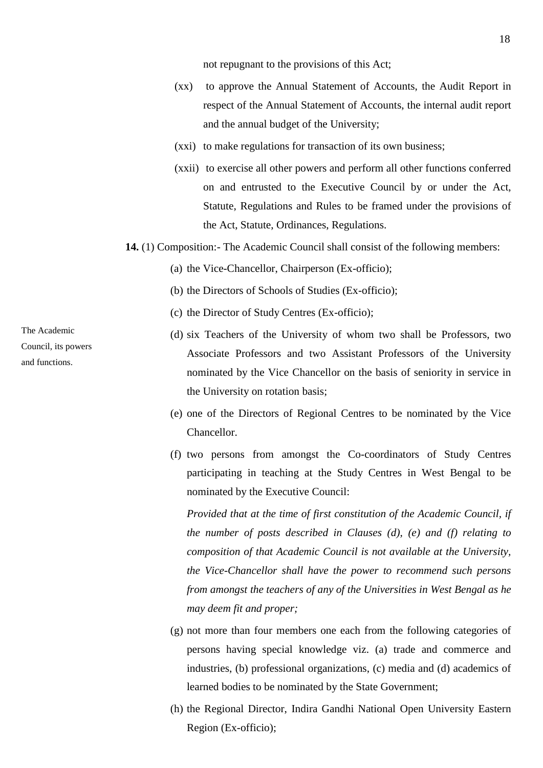not repugnant to the provisions of this Act;

(xx) to approve the Annual Statement of Accounts, the Audit Report in respect of the Annual Statement of Accounts, the internal audit report and the annual budget of the University;

(xxi) to make regulations for transaction of its own business;

(xxii) to exercise all other powers and perform all other functions conferred on and entrusted to the Executive Council by or under the Act, Statute, Regulations and Rules to be framed under the provisions of the Act, Statute, Ordinances, Regulations.

The Academic Council, its powers and functions.

**14.** (1) Composition:- The Academic Council shall consist of the following members:

(a) the Vice-Chancellor, Chairperson (Ex-officio);

(b) the Directors of Schools of Studies (Ex-officio);

(c) the Director of Study Centres (Ex-officio);

(d) six Teachers of the University of whom two shall be Professors, two Associate Professors and two Assistant Professors of the University nominated by the Vice Chancellor on the basis of seniority in service in the University on rotation basis;

(e) one of the Directors of Regional Centres to be nominated by the Vice Chancellor.

(f) two persons from amongst the Co-coordinators of Study Centres participating in teaching at the Study Centres in West Bengal to be nominated by the Executive Council:

*Provided that at the time of first constitution of the Academic Council, if the number of posts described in Clauses (d), (e) and (f) relating to composition of that Academic Council is not available at the University, the Vice-Chancellor shall have the power to recommend such persons from amongst the teachers of any of the Universities in West Bengal as he may deem fit and proper;*

(g) not more than four members one each from the following categories of persons having special knowledge viz. (a) trade and commerce and industries, (b) professional organizations, (c) media and (d) academics of learned bodies to be nominated by the State Government;

(h) the Regional Director, Indira Gandhi National Open University Eastern Region (Ex-officio);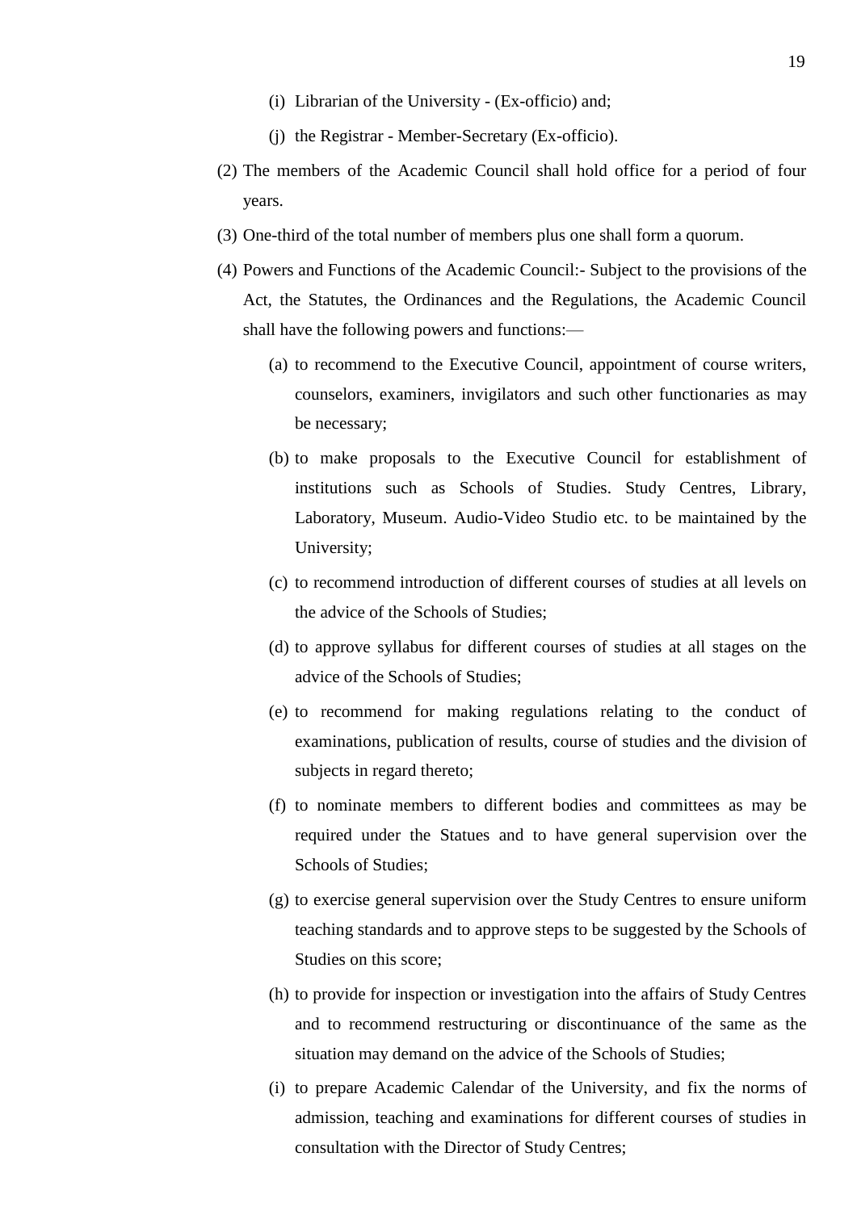(i) Librarian of the University - (Ex-officio) and;

(j) the Registrar - Member-Secretary (Ex-officio).

(2) The members of the Academic Council shall hold office for a period of four years.

(3) One-third of the total number of members plus one shall form a quorum.

(4) Powers and Functions of the Academic Council:- Subject to the provisions of the Act, the Statutes, the Ordinances and the Regulations, the Academic Council shall have the following powers and functions:—

(a) to recommend to the Executive Council, appointment of course writers, counselors, examiners, invigilators and such other functionaries as may be necessary;

(b) to make proposals to the Executive Council for establishment of institutions such as Schools of Studies. Study Centres, Library, Laboratory, Museum. Audio-Video Studio etc. to be maintained by the University;

(c) to recommend introduction of different courses of studies at all levels on the advice of the Schools of Studies;

(d) to approve syllabus for different courses of studies at all stages on the advice of the Schools of Studies;

(e) to recommend for making regulations relating to the conduct of examinations, publication of results, course of studies and the division of subjects in regard thereto;

(f) to nominate members to different bodies and committees as may be required under the Statues and to have general supervision over the Schools of Studies;

(g) to exercise general supervision over the Study Centres to ensure uniform teaching standards and to approve steps to be suggested by the Schools of Studies on this score;

(h) to provide for inspection or investigation into the affairs of Study Centres and to recommend restructuring or discontinuance of the same as the situation may demand on the advice of the Schools of Studies;

(i) to prepare Academic Calendar of the University, and fix the norms of admission, teaching and examinations for different courses of studies in consultation with the Director of Study Centres;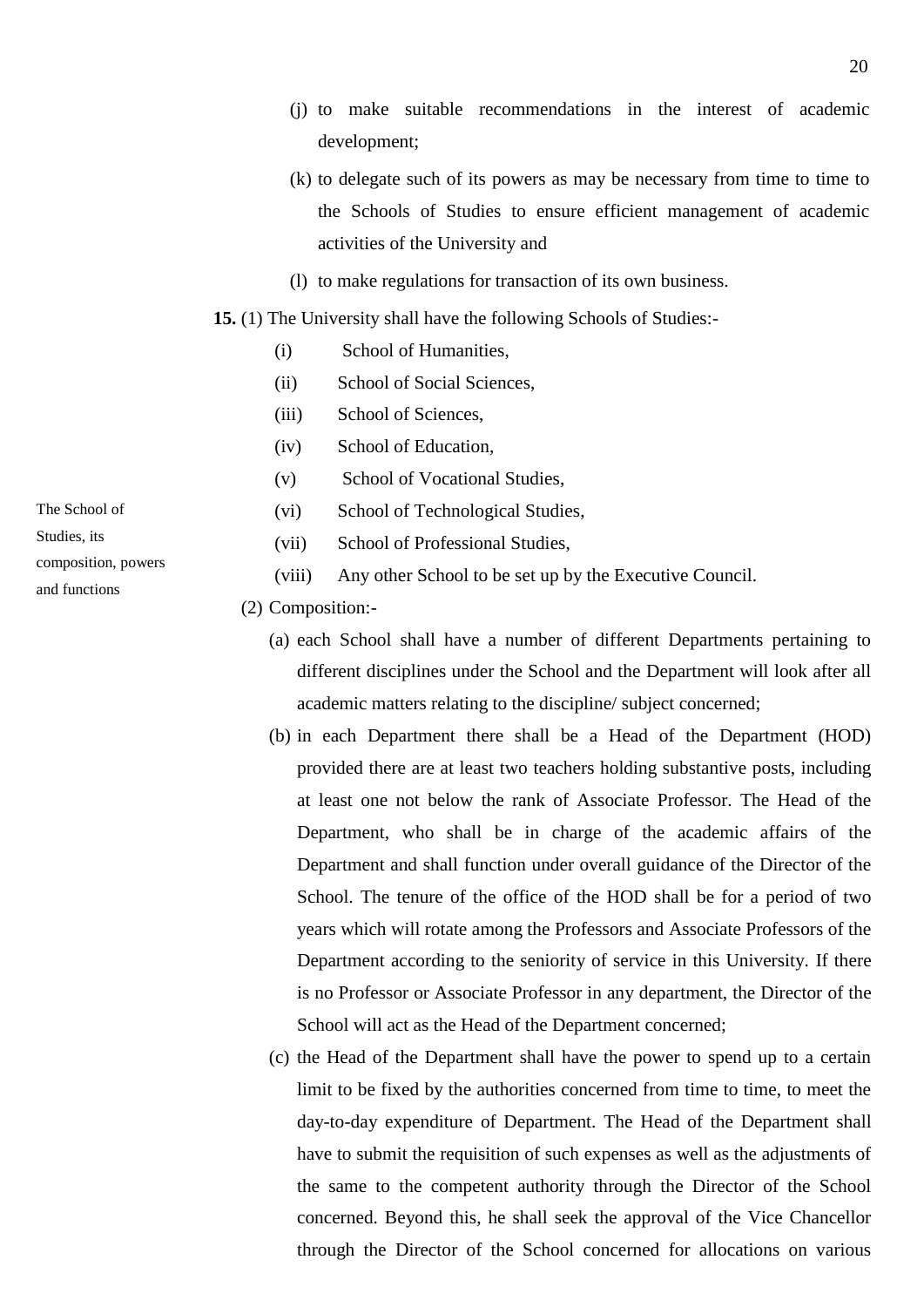(j) to make suitable recommendations in the interest of academic development;

(k) to delegate such of its powers as may be necessary from time to time to the Schools of Studies to ensure efficient management of academic activities of the University and

(l) to make regulations for transaction of its own business.

The School of Studies, its composition, powers and functions

**15.** (1) The University shall have the following Schools of Studies:-

(i) School of Humanities,

(ii) School of Social Sciences,

(iii) School of Sciences,

(iv) School of Education,

(v) School of Vocational Studies,

(vi) School of Technological Studies,

(vii) School of Professional Studies,

(viii) Any other School to be set up by the Executive Council.

(2) Composition:-

(a) each School shall have a number of different Departments pertaining to different disciplines under the School and the Department will look after all academic matters relating to the discipline/ subject concerned;

(b) in each Department there shall be a Head of the Department (HOD) provided there are at least two teachers holding substantive posts, including at least one not below the rank of Associate Professor. The Head of the Department, who shall be in charge of the academic affairs of the Department and shall function under overall guidance of the Director of the School. The tenure of the office of the HOD shall be for a period of two years which will rotate among the Professors and Associate Professors of the Department according to the seniority of service in this University. If there is no Professor or Associate Professor in any department, the Director of the School will act as the Head of the Department concerned;

(c) the Head of the Department shall have the power to spend up to a certain limit to be fixed by the authorities concerned from time to time, to meet the day-to-day expenditure of Department. The Head of the Department shall have to submit the requisition of such expenses as well as the adjustments of the same to the competent authority through the Director of the School concerned. Beyond this, he shall seek the approval of the Vice Chancellor through the Director of the School concerned for allocations on various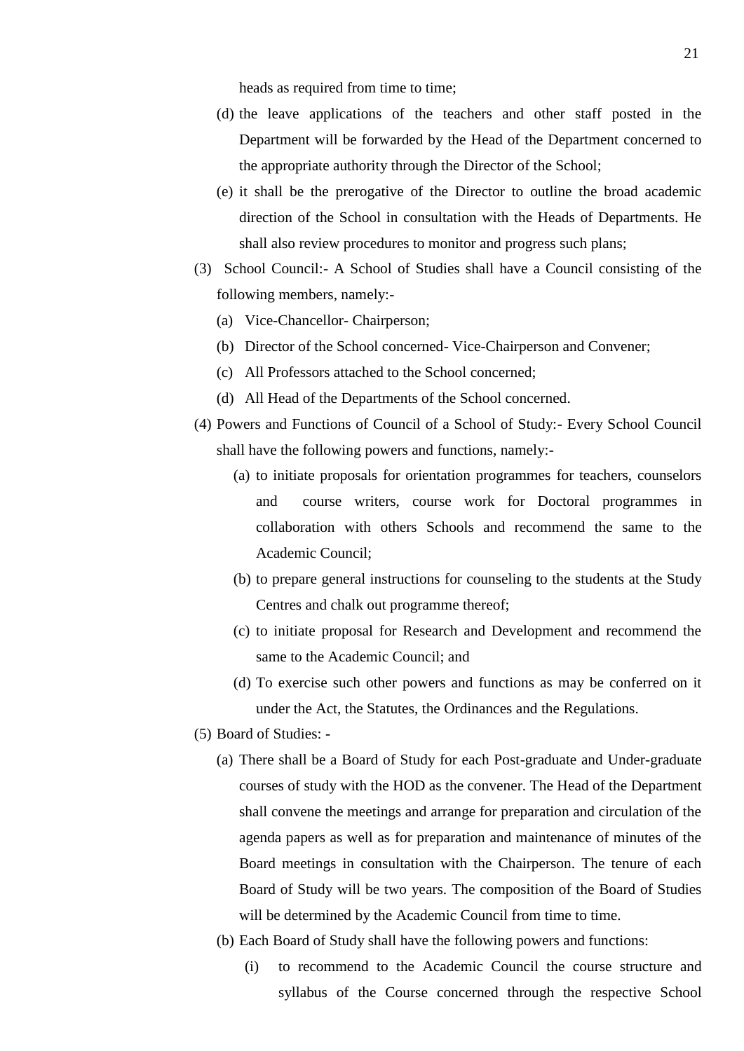heads as required from time to time;

(d) the leave applications of the teachers and other staff posted in the Department will be forwarded by the Head of the Department concerned to the appropriate authority through the Director of the School;

(e) it shall be the prerogative of the Director to outline the broad academic direction of the School in consultation with the Heads of Departments. He shall also review procedures to monitor and progress such plans;

(3) School Council:- A School of Studies shall have a Council consisting of the following members, namely:-

- (a) Vice-Chancellor- Chairperson;
- (b) Director of the School concerned- Vice-Chairperson and Convener;
- (c) All Professors attached to the School concerned;
- (d) All Head of the Departments of the School concerned.

(4) Powers and Functions of Council of a School of Study:- Every School Council shall have the following powers and functions, namely:-

- (a) to initiate proposals for orientation programmes for teachers, counselors and course writers, course work for Doctoral programmes in collaboration with others Schools and recommend the same to the Academic Council;
- (b) to prepare general instructions for counseling to the students at the Study Centres and chalk out programme thereof;
- (c) to initiate proposal for Research and Development and recommend the same to the Academic Council; and
- (d) To exercise such other powers and functions as may be conferred on it under the Act, the Statutes, the Ordinances and the Regulations.

(5) Board of Studies: -

(a) There shall be a Board of Study for each Post-graduate and Under-graduate courses of study with the HOD as the convener. The Head of the Department shall convene the meetings and arrange for preparation and circulation of the agenda papers as well as for preparation and maintenance of minutes of the Board meetings in consultation with the Chairperson. The tenure of each Board of Study will be two years. The composition of the Board of Studies will be determined by the Academic Council from time to time.

(b) Each Board of Study shall have the following powers and functions:

(i) to recommend to the Academic Council the course structure and syllabus of the Course concerned through the respective School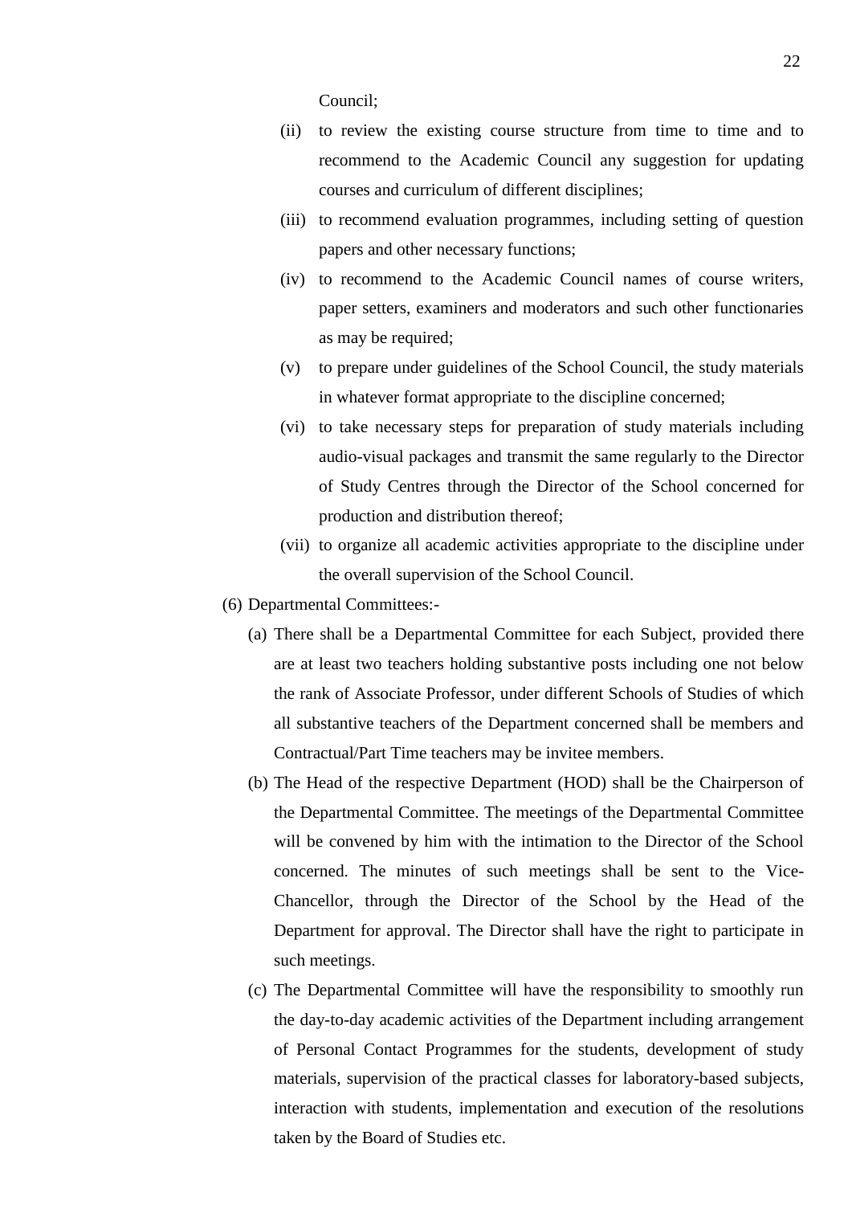Council;

- (ii) to review the existing course structure from time to time and to recommend to the Academic Council any suggestion for updating courses and curriculum of different disciplines;
- (iii) to recommend evaluation programmes, including setting of question papers and other necessary functions;
- (iv) to recommend to the Academic Council names of course writers, paper setters, examiners and moderators and such other functionaries as may be required;
- (v) to prepare under guidelines of the School Council, the study materials in whatever format appropriate to the discipline concerned;
- (vi) to take necessary steps for preparation of study materials including audio-visual packages and transmit the same regularly to the Director of Study Centres through the Director of the School concerned for production and distribution thereof;
- (vii) to organize all academic activities appropriate to the discipline under the overall supervision of the School Council.

(6) Departmental Committees:-

- (a) There shall be a Departmental Committee for each Subject, provided there are at least two teachers holding substantive posts including one not below the rank of Associate Professor, under different Schools of Studies of which all substantive teachers of the Department concerned shall be members and Contractual/Part Time teachers may be invitee members.
- (b) The Head of the respective Department (HOD) shall be the Chairperson of the Departmental Committee. The meetings of the Departmental Committee will be convened by him with the intimation to the Director of the School concerned. The minutes of such meetings shall be sent to the Vice-Chancellor, through the Director of the School by the Head of the Department for approval. The Director shall have the right to participate in such meetings.
- (c) The Departmental Committee will have the responsibility to smoothly run the day-to-day academic activities of the Department including arrangement of Personal Contact Programmes for the students, development of study materials, supervision of the practical classes for laboratory-based subjects, interaction with students, implementation and execution of the resolutions taken by the Board of Studies etc.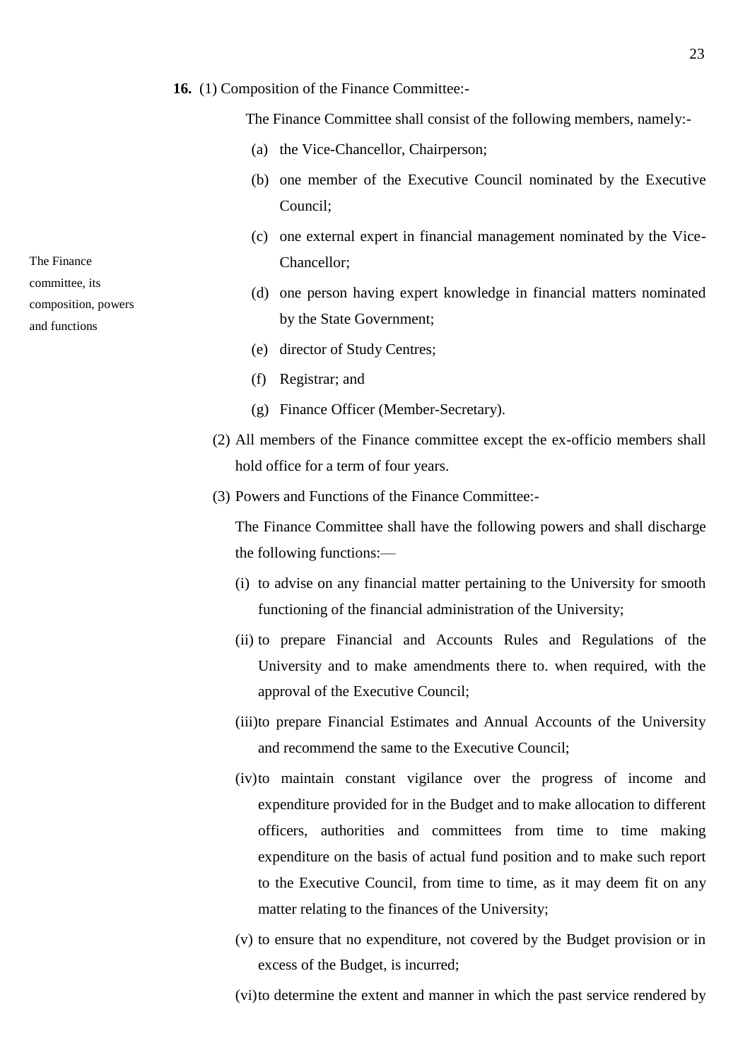**16.** (1) Composition of the Finance Committee:-

The Finance committee, its composition, powers and functions

The Finance Committee shall consist of the following members, namely:-

(a) the Vice-Chancellor, Chairperson;

(b) one member of the Executive Council nominated by the Executive Council;

(c) one external expert in financial management nominated by the Vice-Chancellor;

(d) one person having expert knowledge in financial matters nominated by the State Government;

(e) director of Study Centres;

(f) Registrar; and

(g) Finance Officer (Member-Secretary).

(2) All members of the Finance committee except the ex-officio members shall hold office for a term of four years.

(3) Powers and Functions of the Finance Committee:-

The Finance Committee shall have the following powers and shall discharge the following functions:—

(i) to advise on any financial matter pertaining to the University for smooth functioning of the financial administration of the University;

(ii) to prepare Financial and Accounts Rules and Regulations of the University and to make amendments there to. when required, with the approval of the Executive Council;

(iii) to prepare Financial Estimates and Annual Accounts of the University and recommend the same to the Executive Council;

(iv) to maintain constant vigilance over the progress of income and expenditure provided for in the Budget and to make allocation to different officers, authorities and committees from time to time making expenditure on the basis of actual fund position and to make such report to the Executive Council, from time to time, as it may deem fit on any matter relating to the finances of the University;

(v) to ensure that no expenditure, not covered by the Budget provision or in excess of the Budget, is incurred;

(vi) to determine the extent and manner in which the past service rendered by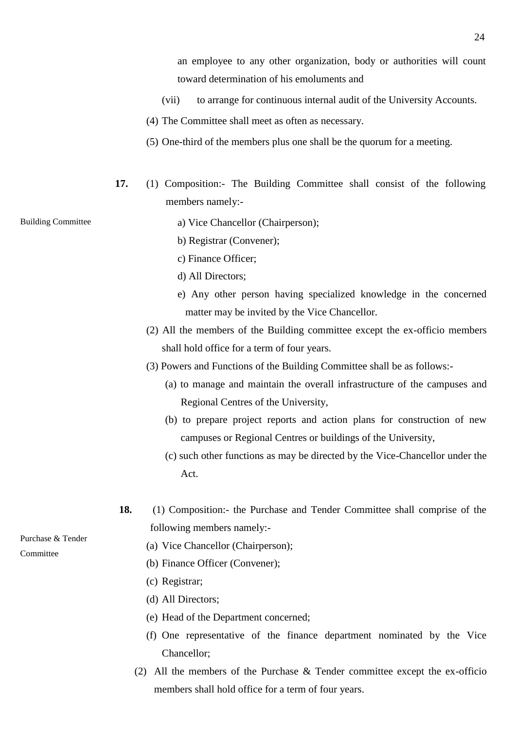an employee to any other organization, body or authorities will count toward determination of his emoluments and

(vii) to arrange for continuous internal audit of the University Accounts.

(4) The Committee shall meet as often as necessary.

(5) One-third of the members plus one shall be the quorum for a meeting.

Building Committee

**17.** (1) Composition:- The Building Committee shall consist of the following members namely:-

a) Vice Chancellor (Chairperson);

b) Registrar (Convener);

c) Finance Officer;

d) All Directors;

e) Any other person having specialized knowledge in the concerned matter may be invited by the Vice Chancellor.

(2) All the members of the Building committee except the ex-officio members shall hold office for a term of four years.

(3) Powers and Functions of the Building Committee shall be as follows:-

(a) to manage and maintain the overall infrastructure of the campuses and Regional Centres of the University,

(b) to prepare project reports and action plans for construction of new campuses or Regional Centres or buildings of the University,

(c) such other functions as may be directed by the Vice-Chancellor under the Act.

Purchase & Tender Committee

**18.** (1) Composition:- the Purchase and Tender Committee shall comprise of the following members namely:-

(a) Vice Chancellor (Chairperson);

(b) Finance Officer (Convener);

(c) Registrar;

(d) All Directors;

(e) Head of the Department concerned;

(f) One representative of the finance department nominated by the Vice Chancellor;

(2) All the members of the Purchase & Tender committee except the ex-officio members shall hold office for a term of four years.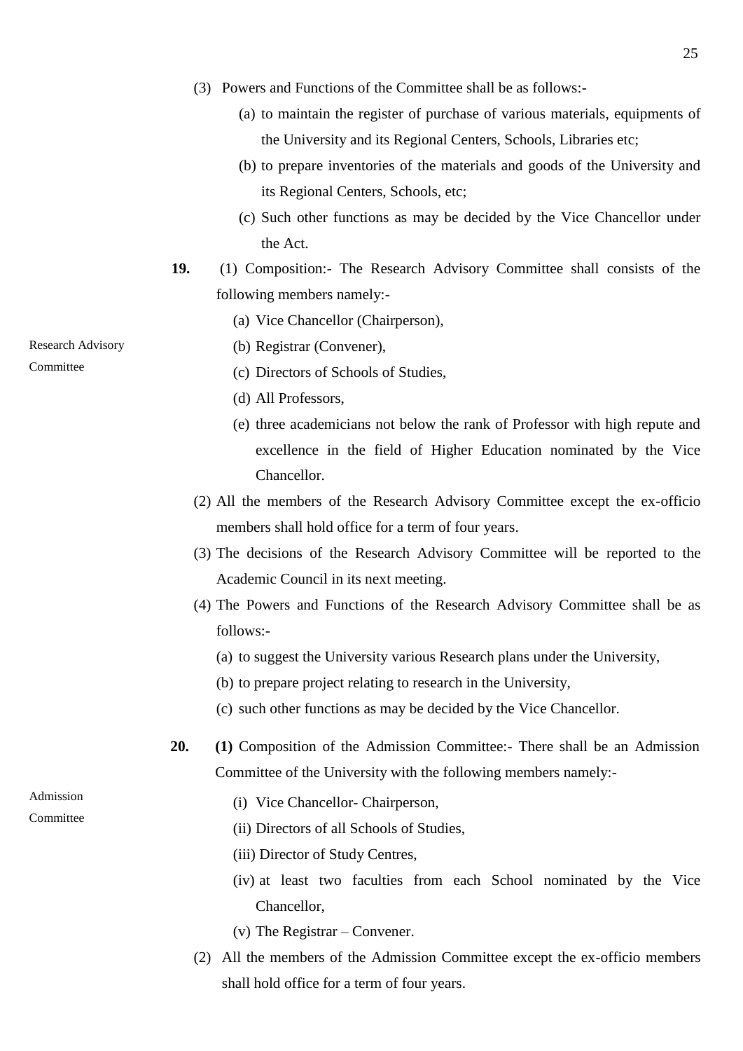(3) Powers and Functions of the Committee shall be as follows:-

(a) to maintain the register of purchase of various materials, equipments of the University and its Regional Centers, Schools, Libraries etc;

(b) to prepare inventories of the materials and goods of the University and its Regional Centers, Schools, etc;

(c) Such other functions as may be decided by the Vice Chancellor under the Act.

Research Advisory Committee

**19.** (1) Composition:- The Research Advisory Committee shall consists of the following members namely:-

(a) Vice Chancellor (Chairperson),

(b) Registrar (Convener),

(c) Directors of Schools of Studies,

(d) All Professors,

(e) three academicians not below the rank of Professor with high repute and excellence in the field of Higher Education nominated by the Vice Chancellor.

(2) All the members of the Research Advisory Committee except the ex-officio members shall hold office for a term of four years.

(3) The decisions of the Research Advisory Committee will be reported to the Academic Council in its next meeting.

(4) The Powers and Functions of the Research Advisory Committee shall be as follows:-

(a) to suggest the University various Research plans under the University,

(b) to prepare project relating to research in the University,

(c) such other functions as may be decided by the Vice Chancellor.

Admission Committee

**20.** **(1)** Composition of the Admission Committee:- There shall be an Admission Committee of the University with the following members namely:-

(i) Vice Chancellor- Chairperson,

(ii) Directors of all Schools of Studies,

(iii) Director of Study Centres,

(iv) at least two faculties from each School nominated by the Vice Chancellor,

(v) The Registrar – Convener.

(2) All the members of the Admission Committee except the ex-officio members shall hold office for a term of four years.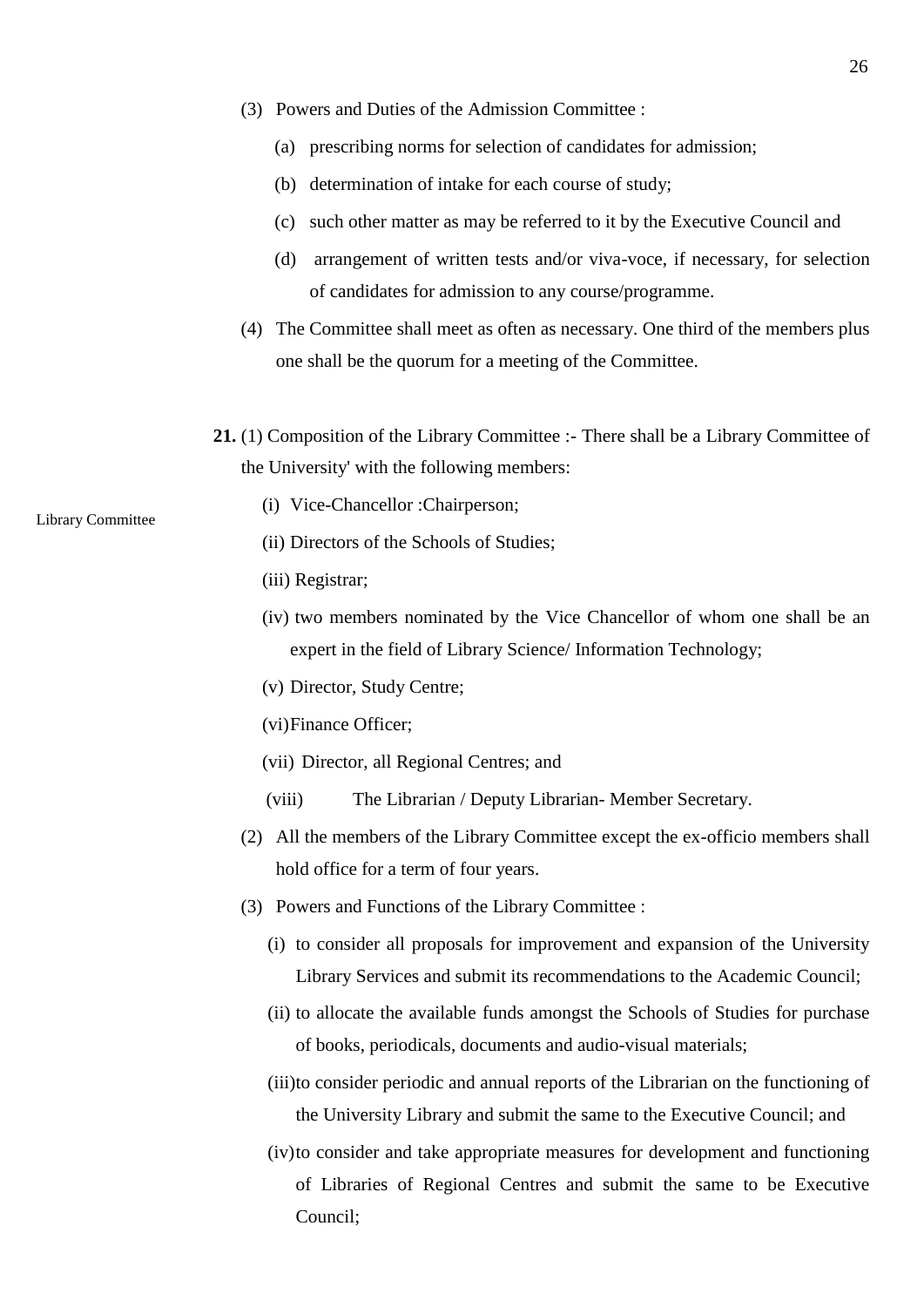(3) Powers and Duties of the Admission Committee :

(a) prescribing norms for selection of candidates for admission;

(b) determination of intake for each course of study;

(c) such other matter as may be referred to it by the Executive Council and

(d) arrangement of written tests and/or viva-voce, if necessary, for selection of candidates for admission to any course/programme.

(4) The Committee shall meet as often as necessary. One third of the members plus one shall be the quorum for a meeting of the Committee.

Library Committee

**21.** (1) Composition of the Library Committee :- There shall be a Library Committee of the University' with the following members:

(i) Vice-Chancellor :Chairperson;

(ii) Directors of the Schools of Studies;

(iii) Registrar;

(iv) two members nominated by the Vice Chancellor of whom one shall be an expert in the field of Library Science/ Information Technology;

(v) Director, Study Centre;

(vi) Finance Officer;

(vii) Director, all Regional Centres; and

(viii) The Librarian / Deputy Librarian- Member Secretary.

(2) All the members of the Library Committee except the ex-officio members shall hold office for a term of four years.

(3) Powers and Functions of the Library Committee :

(i) to consider all proposals for improvement and expansion of the University Library Services and submit its recommendations to the Academic Council;

(ii) to allocate the available funds amongst the Schools of Studies for purchase of books, periodicals, documents and audio-visual materials;

(iii) to consider periodic and annual reports of the Librarian on the functioning of the University Library and submit the same to the Executive Council; and

(iv) to consider and take appropriate measures for development and functioning of Libraries of Regional Centres and submit the same to be Executive Council;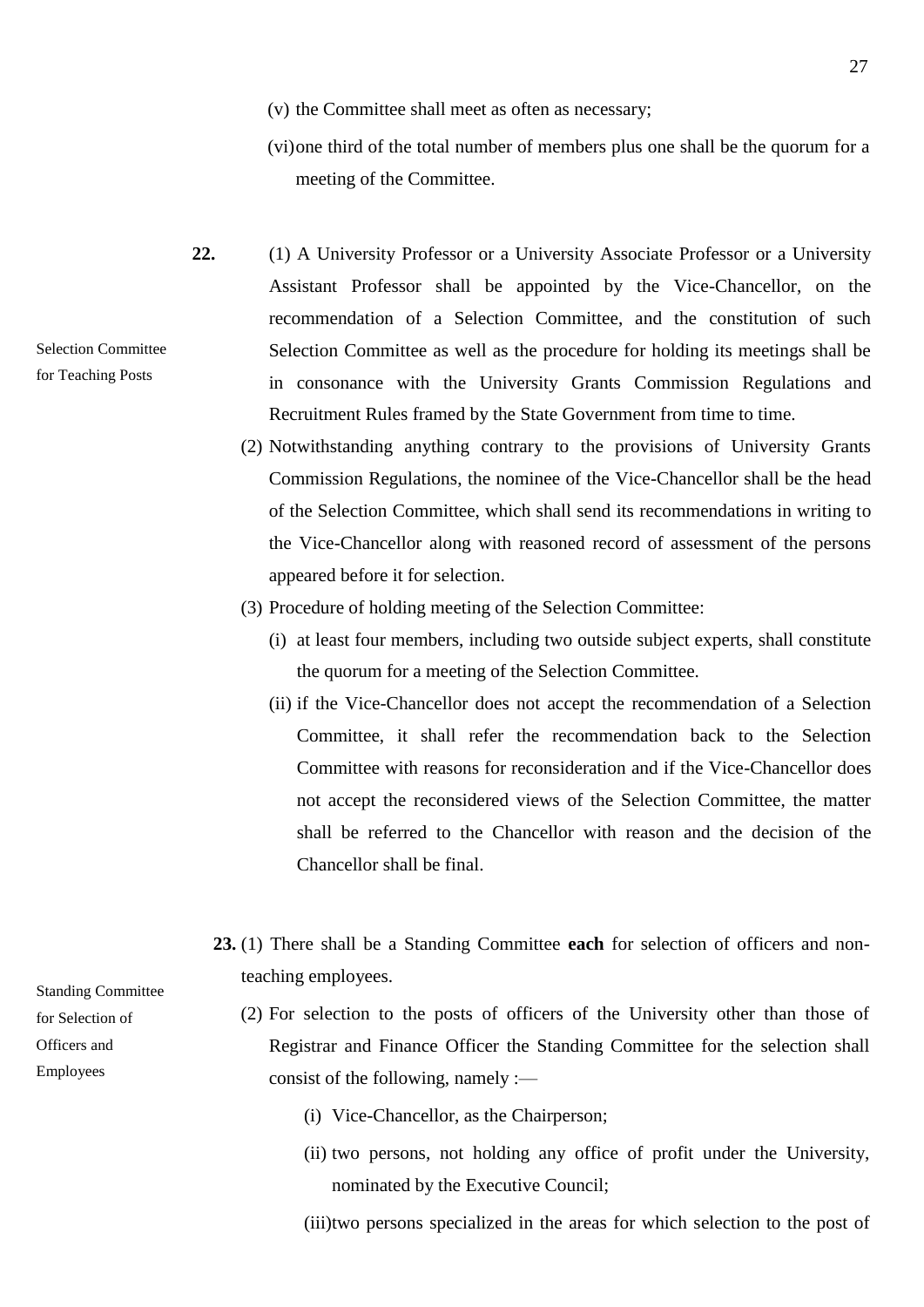(v) the Committee shall meet as often as necessary;

(vi) one third of the total number of members plus one shall be the quorum for a meeting of the Committee.

Selection Committee for Teaching Posts

**22.** (1) A University Professor or a University Associate Professor or a University Assistant Professor shall be appointed by the Vice-Chancellor, on the recommendation of a Selection Committee, and the constitution of such Selection Committee as well as the procedure for holding its meetings shall be in consonance with the University Grants Commission Regulations and Recruitment Rules framed by the State Government from time to time.

(2) Notwithstanding anything contrary to the provisions of University Grants Commission Regulations, the nominee of the Vice-Chancellor shall be the head of the Selection Committee, which shall send its recommendations in writing to the Vice-Chancellor along with reasoned record of assessment of the persons appeared before it for selection.

(3) Procedure of holding meeting of the Selection Committee:

(i) at least four members, including two outside subject experts, shall constitute the quorum for a meeting of the Selection Committee.

(ii) if the Vice-Chancellor does not accept the recommendation of a Selection Committee, it shall refer the recommendation back to the Selection Committee with reasons for reconsideration and if the Vice-Chancellor does not accept the reconsidered views of the Selection Committee, the matter shall be referred to the Chancellor with reason and the decision of the Chancellor shall be final.

Standing Committee for Selection of Officers and Employees

**23.** (1) There shall be a Standing Committee **each** for selection of officers and non-teaching employees.

(2) For selection to the posts of officers of the University other than those of Registrar and Finance Officer the Standing Committee for the selection shall consist of the following, namely :—

(i) Vice-Chancellor, as the Chairperson;

(ii) two persons, not holding any office of profit under the University, nominated by the Executive Council;

(iii) two persons specialized in the areas for which selection to the post of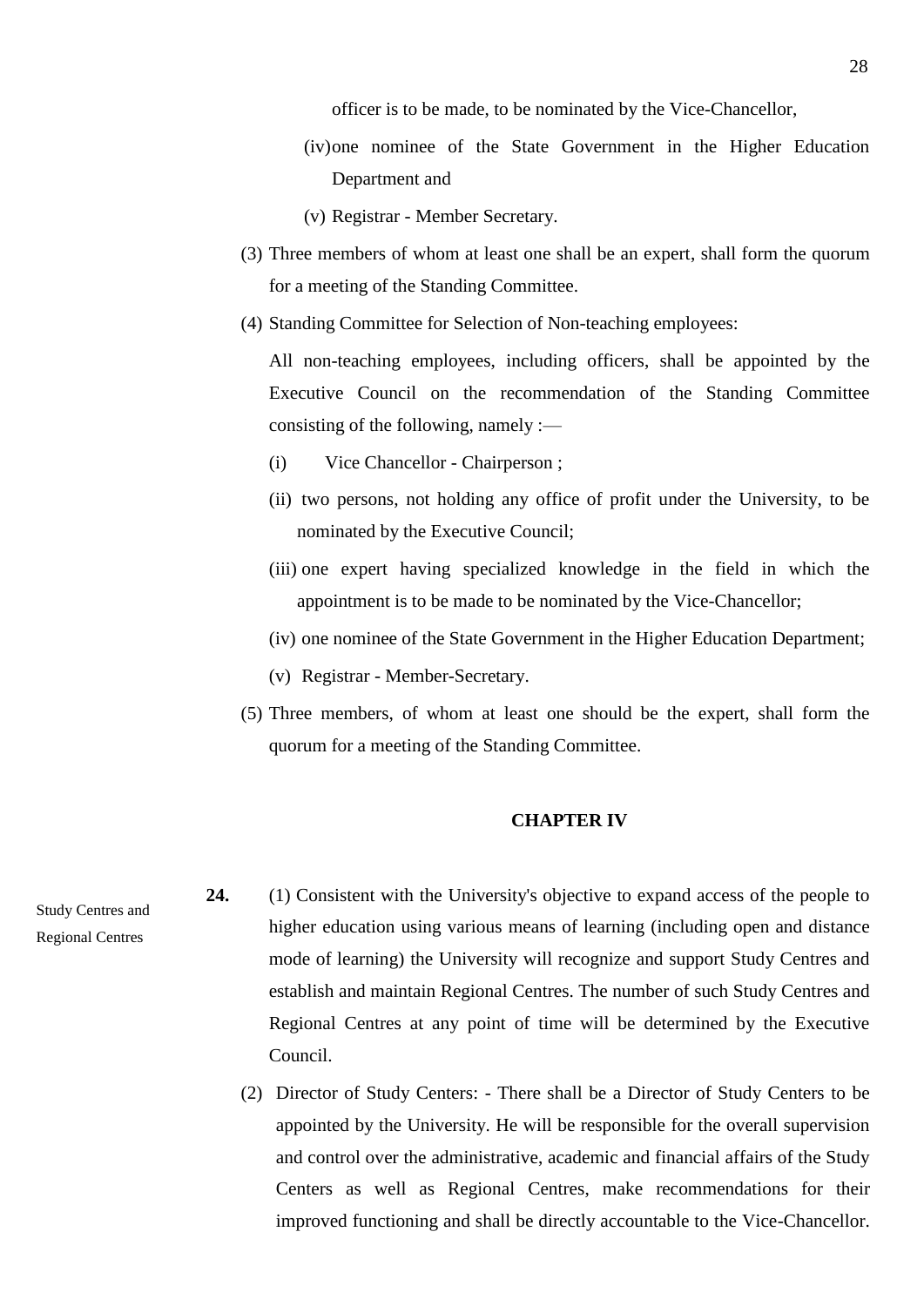officer is to be made, to be nominated by the Vice-Chancellor,

(iv) one nominee of the State Government in the Higher Education Department and

(v) Registrar - Member Secretary.

(3) Three members of whom at least one shall be an expert, shall form the quorum for a meeting of the Standing Committee.

(4) Standing Committee for Selection of Non-teaching employees:

All non-teaching employees, including officers, shall be appointed by the Executive Council on the recommendation of the Standing Committee consisting of the following, namely :—

(i) Vice Chancellor - Chairperson ;

(ii) two persons, not holding any office of profit under the University, to be nominated by the Executive Council;

(iii) one expert having specialized knowledge in the field in which the appointment is to be made to be nominated by the Vice-Chancellor;

(iv) one nominee of the State Government in the Higher Education Department;

(v) Registrar - Member-Secretary.

(5) Three members, of whom at least one should be the expert, shall form the quorum for a meeting of the Standing Committee.

## CHAPTER IV

*Study Centres and Regional Centres*

**24.** (1) Consistent with the University's objective to expand access of the people to higher education using various means of learning (including open and distance mode of learning) the University will recognize and support Study Centres and establish and maintain Regional Centres. The number of such Study Centres and Regional Centres at any point of time will be determined by the Executive Council.

(2) Director of Study Centers: - There shall be a Director of Study Centers to be appointed by the University. He will be responsible for the overall supervision and control over the administrative, academic and financial affairs of the Study Centers as well as Regional Centres, make recommendations for their improved functioning and shall be directly accountable to the Vice-Chancellor.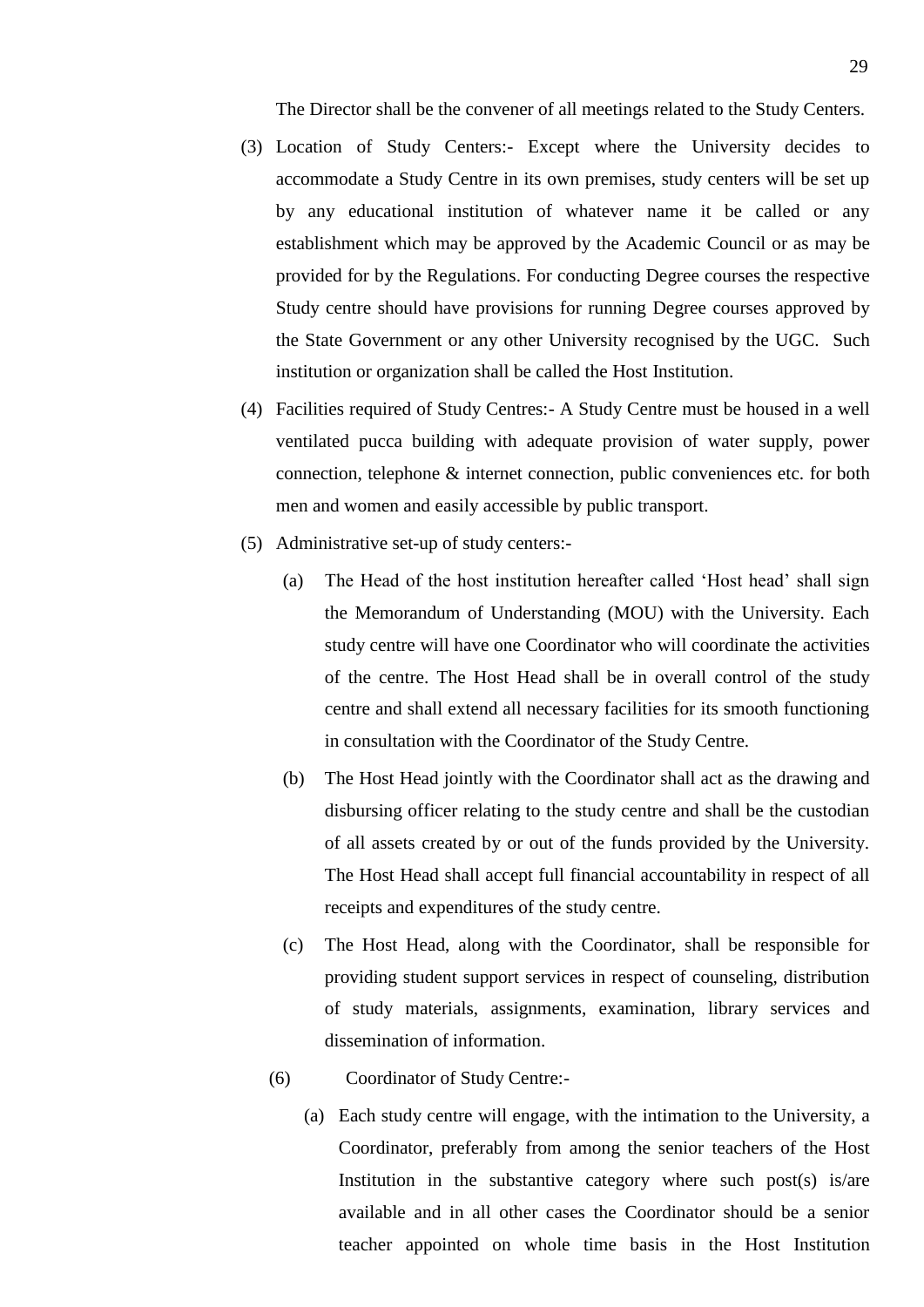The Director shall be the convener of all meetings related to the Study Centers.

(3) Location of Study Centers:- Except where the University decides to accommodate a Study Centre in its own premises, study centers will be set up by any educational institution of whatever name it be called or any establishment which may be approved by the Academic Council or as may be provided for by the Regulations. For conducting Degree courses the respective Study centre should have provisions for running Degree courses approved by the State Government or any other University recognised by the UGC. Such institution or organization shall be called the Host Institution.

(4) Facilities required of Study Centres:- A Study Centre must be housed in a well ventilated pucca building with adequate provision of water supply, power connection, telephone & internet connection, public conveniences etc. for both men and women and easily accessible by public transport.

(5) Administrative set-up of study centers:-

  (a) The Head of the host institution hereafter called 'Host head' shall sign the Memorandum of Understanding (MOU) with the University. Each study centre will have one Coordinator who will coordinate the activities of the centre. The Host Head shall be in overall control of the study centre and shall extend all necessary facilities for its smooth functioning in consultation with the Coordinator of the Study Centre.

  (b) The Host Head jointly with the Coordinator shall act as the drawing and disbursing officer relating to the study centre and shall be the custodian of all assets created by or out of the funds provided by the University. The Host Head shall accept full financial accountability in respect of all receipts and expenditures of the study centre.

  (c) The Host Head, along with the Coordinator, shall be responsible for providing student support services in respect of counseling, distribution of study materials, assignments, examination, library services and dissemination of information.

(6) Coordinator of Study Centre:-

  (a) Each study centre will engage, with the intimation to the University, a Coordinator, preferably from among the senior teachers of the Host Institution in the substantive category where such post(s) is/are available and in all other cases the Coordinator should be a senior teacher appointed on whole time basis in the Host Institution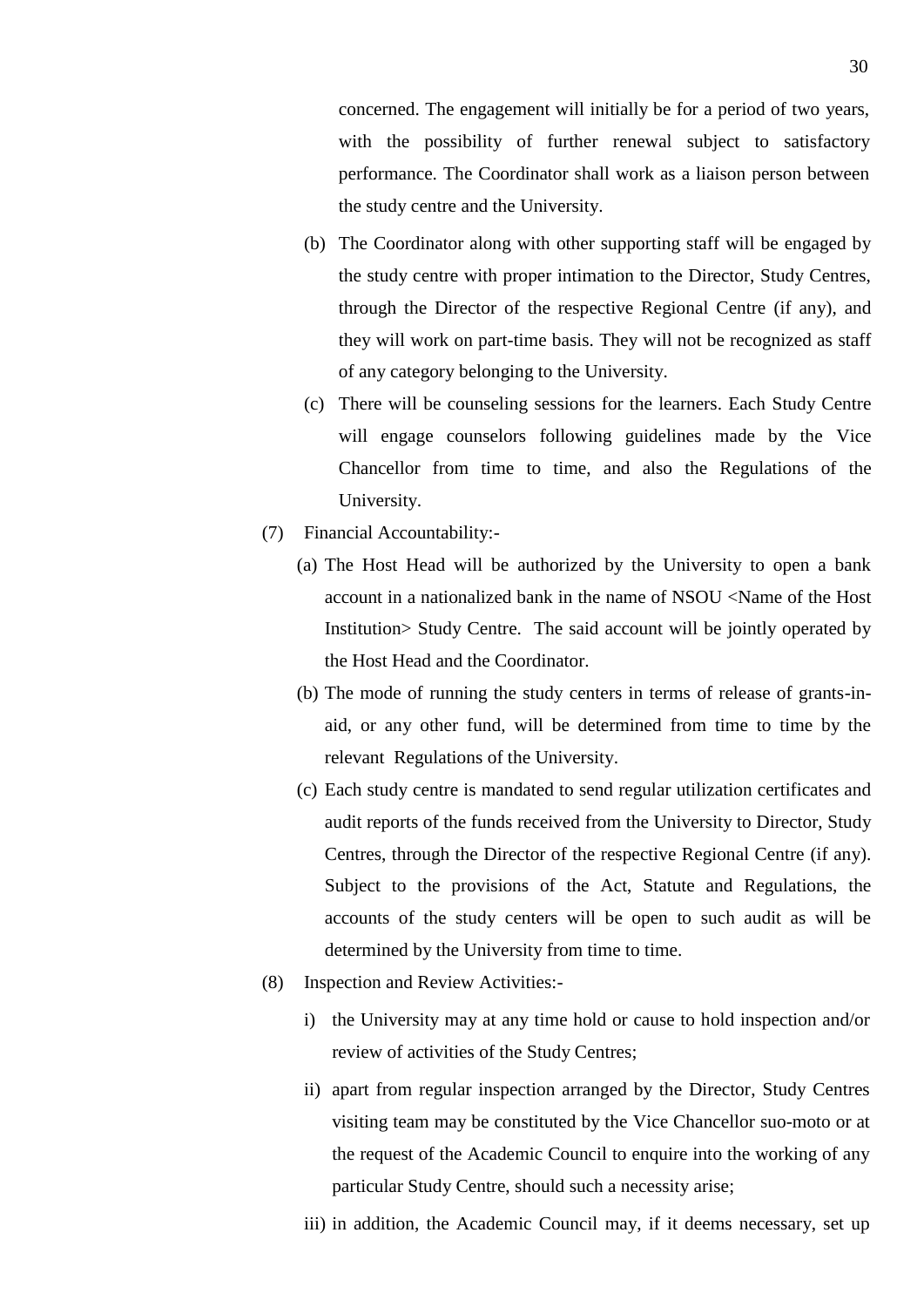concerned. The engagement will initially be for a period of two years, with the possibility of further renewal subject to satisfactory performance. The Coordinator shall work as a liaison person between the study centre and the University.

(b) The Coordinator along with other supporting staff will be engaged by the study centre with proper intimation to the Director, Study Centres, through the Director of the respective Regional Centre (if any), and they will work on part-time basis. They will not be recognized as staff of any category belonging to the University.

(c) There will be counseling sessions for the learners. Each Study Centre will engage counselors following guidelines made by the Vice Chancellor from time to time, and also the Regulations of the University.

(7) Financial Accountability:-

(a) The Host Head will be authorized by the University to open a bank account in a nationalized bank in the name of NSOU <Name of the Host Institution> Study Centre. The said account will be jointly operated by the Host Head and the Coordinator.

(b) The mode of running the study centers in terms of release of grants-in-aid, or any other fund, will be determined from time to time by the relevant Regulations of the University.

(c) Each study centre is mandated to send regular utilization certificates and audit reports of the funds received from the University to Director, Study Centres, through the Director of the respective Regional Centre (if any). Subject to the provisions of the Act, Statute and Regulations, the accounts of the study centers will be open to such audit as will be determined by the University from time to time.

(8) Inspection and Review Activities:-

i) the University may at any time hold or cause to hold inspection and/or review of activities of the Study Centres;

ii) apart from regular inspection arranged by the Director, Study Centres visiting team may be constituted by the Vice Chancellor suo-moto or at the request of the Academic Council to enquire into the working of any particular Study Centre, should such a necessity arise;

iii) in addition, the Academic Council may, if it deems necessary, set up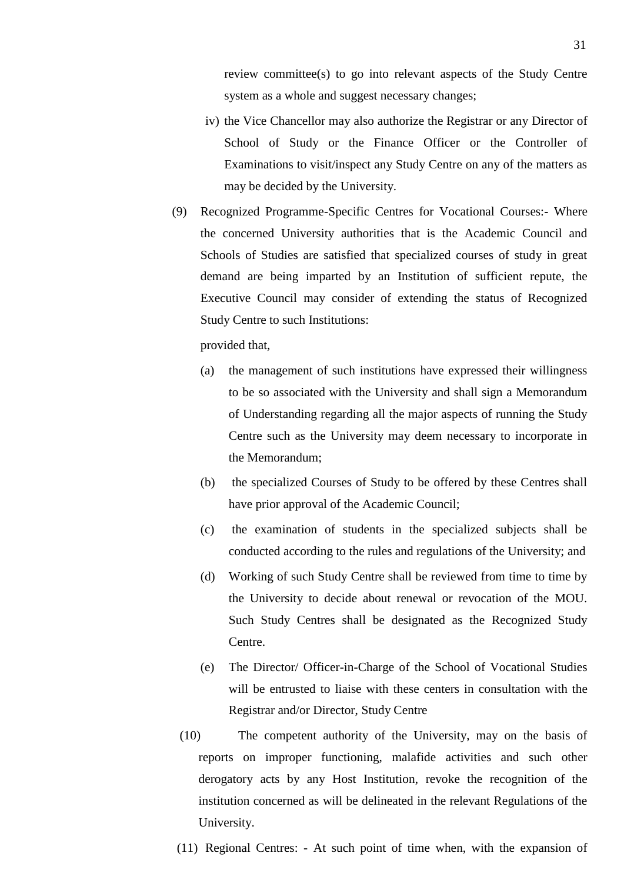review committee(s) to go into relevant aspects of the Study Centre system as a whole and suggest necessary changes;

iv) the Vice Chancellor may also authorize the Registrar or any Director of School of Study or the Finance Officer or the Controller of Examinations to visit/inspect any Study Centre on any of the matters as may be decided by the University.

(9) Recognized Programme-Specific Centres for Vocational Courses:- Where the concerned University authorities that is the Academic Council and Schools of Studies are satisfied that specialized courses of study in great demand are being imparted by an Institution of sufficient repute, the Executive Council may consider of extending the status of Recognized Study Centre to such Institutions:

provided that,

(a) the management of such institutions have expressed their willingness to be so associated with the University and shall sign a Memorandum of Understanding regarding all the major aspects of running the Study Centre such as the University may deem necessary to incorporate in the Memorandum;

(b) the specialized Courses of Study to be offered by these Centres shall have prior approval of the Academic Council;

(c) the examination of students in the specialized subjects shall be conducted according to the rules and regulations of the University; and

(d) Working of such Study Centre shall be reviewed from time to time by the University to decide about renewal or revocation of the MOU. Such Study Centres shall be designated as the Recognized Study Centre.

(e) The Director/ Officer-in-Charge of the School of Vocational Studies will be entrusted to liaise with these centers in consultation with the Registrar and/or Director, Study Centre

(10) The competent authority of the University, may on the basis of reports on improper functioning, malafide activities and such other derogatory acts by any Host Institution, revoke the recognition of the institution concerned as will be delineated in the relevant Regulations of the University.

(11) Regional Centres: - At such point of time when, with the expansion of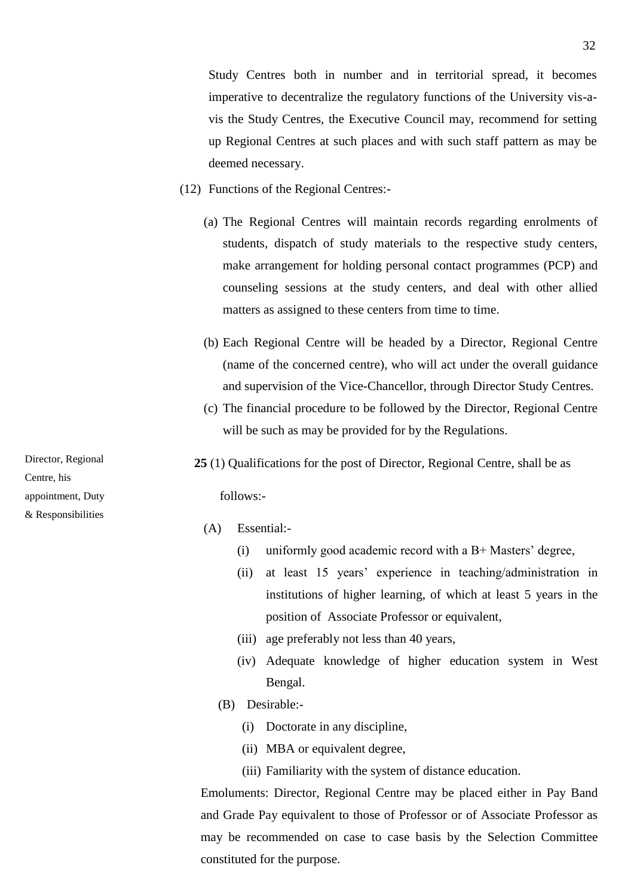Study Centres both in number and in territorial spread, it becomes imperative to decentralize the regulatory functions of the University vis-a-vis the Study Centres, the Executive Council may, recommend for setting up Regional Centres at such places and with such staff pattern as may be deemed necessary.

(12) Functions of the Regional Centres:-

(a) The Regional Centres will maintain records regarding enrolments of students, dispatch of study materials to the respective study centers, make arrangement for holding personal contact programmes (PCP) and counseling sessions at the study centers, and deal with other allied matters as assigned to these centers from time to time.

(b) Each Regional Centre will be headed by a Director, Regional Centre (name of the concerned centre), who will act under the overall guidance and supervision of the Vice-Chancellor, through Director Study Centres.

(c) The financial procedure to be followed by the Director, Regional Centre will be such as may be provided for by the Regulations.

*Director, Regional Centre, his appointment, Duty & Responsibilities*

**25** (1) Qualifications for the post of Director, Regional Centre, shall be as follows:-

(A) Essential:-

(i) uniformly good academic record with a B+ Masters' degree,

(ii) at least 15 years' experience in teaching/administration in institutions of higher learning, of which at least 5 years in the position of Associate Professor or equivalent,

(iii) age preferably not less than 40 years,

(iv) Adequate knowledge of higher education system in West Bengal.

(B) Desirable:-

(i) Doctorate in any discipline,

(ii) MBA or equivalent degree,

(iii) Familiarity with the system of distance education.

Emoluments: Director, Regional Centre may be placed either in Pay Band and Grade Pay equivalent to those of Professor or of Associate Professor as may be recommended on case to case basis by the Selection Committee constituted for the purpose.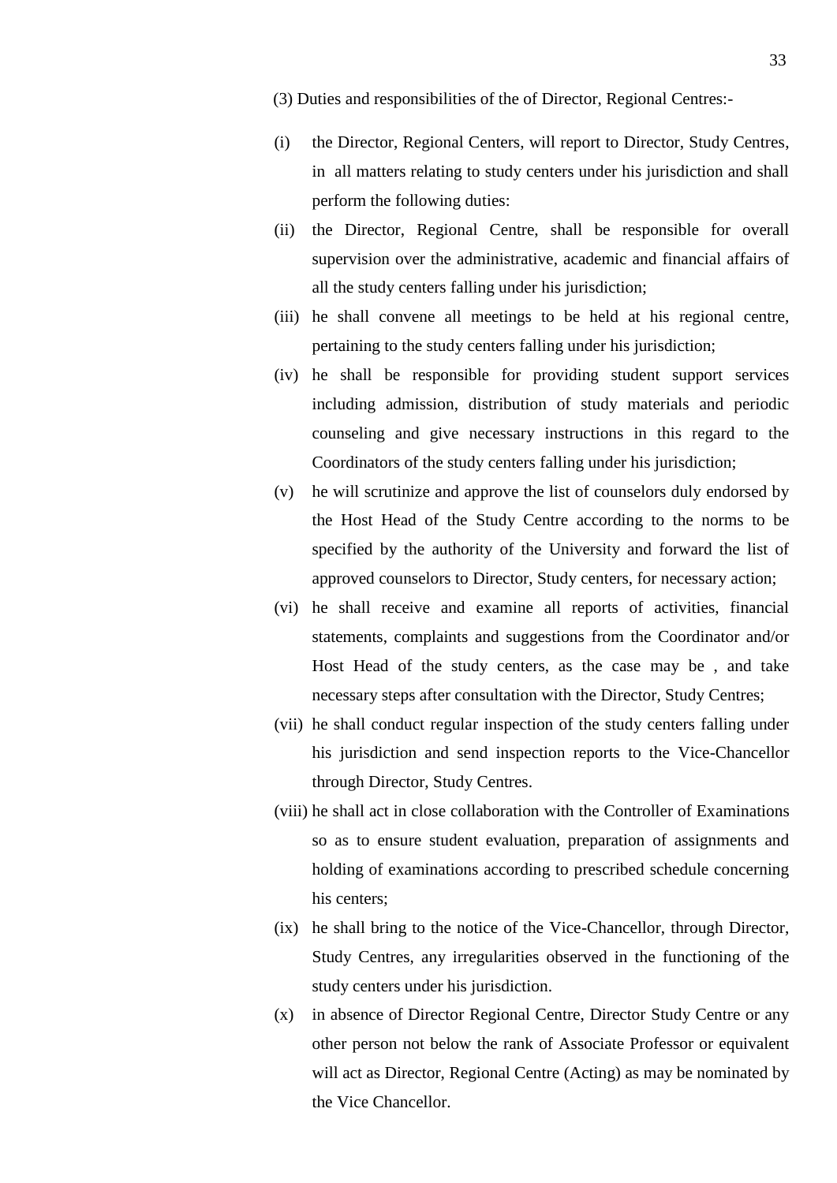(3) Duties and responsibilities of the of Director, Regional Centres:-

(i) the Director, Regional Centers, will report to Director, Study Centres, in all matters relating to study centers under his jurisdiction and shall perform the following duties:

(ii) the Director, Regional Centre, shall be responsible for overall supervision over the administrative, academic and financial affairs of all the study centers falling under his jurisdiction;

(iii) he shall convene all meetings to be held at his regional centre, pertaining to the study centers falling under his jurisdiction;

(iv) he shall be responsible for providing student support services including admission, distribution of study materials and periodic counseling and give necessary instructions in this regard to the Coordinators of the study centers falling under his jurisdiction;

(v) he will scrutinize and approve the list of counselors duly endorsed by the Host Head of the Study Centre according to the norms to be specified by the authority of the University and forward the list of approved counselors to Director, Study centers, for necessary action;

(vi) he shall receive and examine all reports of activities, financial statements, complaints and suggestions from the Coordinator and/or Host Head of the study centers, as the case may be , and take necessary steps after consultation with the Director, Study Centres;

(vii) he shall conduct regular inspection of the study centers falling under his jurisdiction and send inspection reports to the Vice-Chancellor through Director, Study Centres.

(viii) he shall act in close collaboration with the Controller of Examinations so as to ensure student evaluation, preparation of assignments and holding of examinations according to prescribed schedule concerning his centers;

(ix) he shall bring to the notice of the Vice-Chancellor, through Director, Study Centres, any irregularities observed in the functioning of the study centers under his jurisdiction.

(x) in absence of Director Regional Centre, Director Study Centre or any other person not below the rank of Associate Professor or equivalent will act as Director, Regional Centre (Acting) as may be nominated by the Vice Chancellor.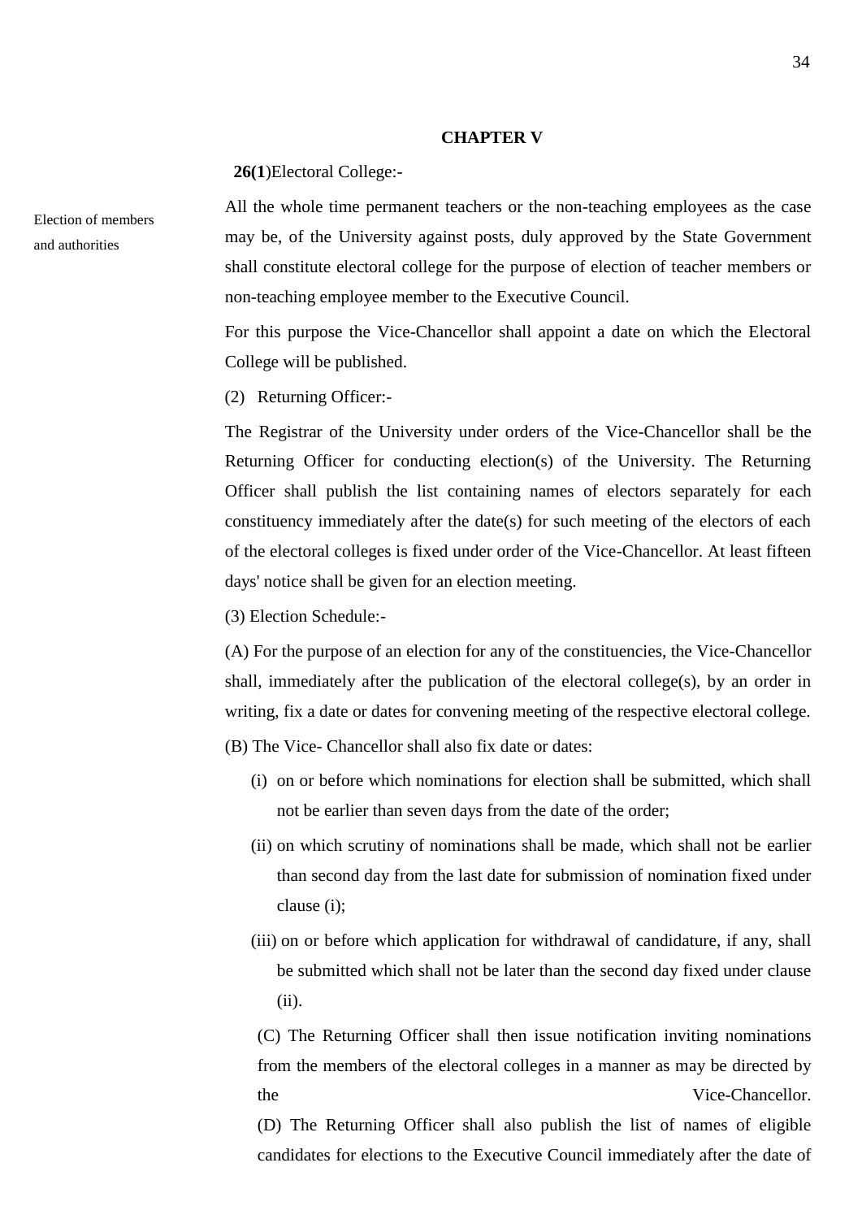## CHAPTER V

**26(1**)Electoral College:-

Election of members and authorities

All the whole time permanent teachers or the non-teaching employees as the case may be, of the University against posts, duly approved by the State Government shall constitute electoral college for the purpose of election of teacher members or non-teaching employee member to the Executive Council.

For this purpose the Vice-Chancellor shall appoint a date on which the Electoral College will be published.

(2) Returning Officer:-

The Registrar of the University under orders of the Vice-Chancellor shall be the Returning Officer for conducting election(s) of the University. The Returning Officer shall publish the list containing names of electors separately for each constituency immediately after the date(s) for such meeting of the electors of each of the electoral colleges is fixed under order of the Vice-Chancellor. At least fifteen days' notice shall be given for an election meeting.

(3) Election Schedule:-

(A) For the purpose of an election for any of the constituencies, the Vice-Chancellor shall, immediately after the publication of the electoral college(s), by an order in writing, fix a date or dates for convening meeting of the respective electoral college.

(B) The Vice- Chancellor shall also fix date or dates:

(i) on or before which nominations for election shall be submitted, which shall not be earlier than seven days from the date of the order;

(ii) on which scrutiny of nominations shall be made, which shall not be earlier than second day from the last date for submission of nomination fixed under clause (i);

(iii) on or before which application for withdrawal of candidature, if any, shall be submitted which shall not be later than the second day fixed under clause (ii).

(C) The Returning Officer shall then issue notification inviting nominations from the members of the electoral colleges in a manner as may be directed by the Vice-Chancellor.

(D) The Returning Officer shall also publish the list of names of eligible candidates for elections to the Executive Council immediately after the date of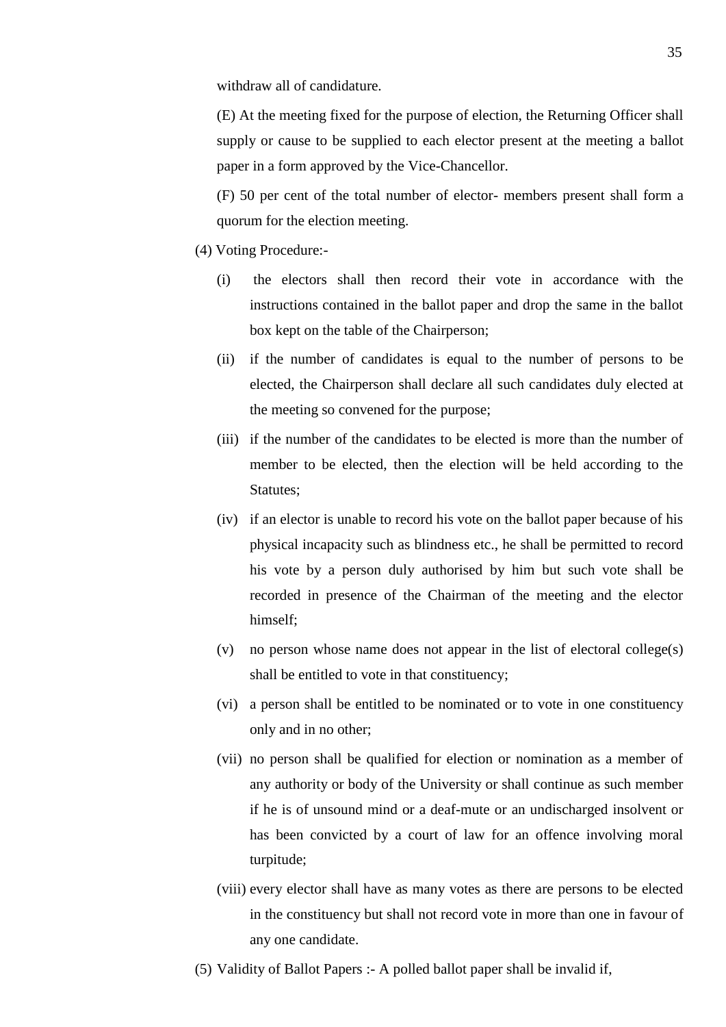withdraw all of candidature.

(E) At the meeting fixed for the purpose of election, the Returning Officer shall supply or cause to be supplied to each elector present at the meeting a ballot paper in a form approved by the Vice-Chancellor.

(F) 50 per cent of the total number of elector- members present shall form a quorum for the election meeting.

(4) Voting Procedure:-

- (i) the electors shall then record their vote in accordance with the instructions contained in the ballot paper and drop the same in the ballot box kept on the table of the Chairperson;
- (ii) if the number of candidates is equal to the number of persons to be elected, the Chairperson shall declare all such candidates duly elected at the meeting so convened for the purpose;
- (iii) if the number of the candidates to be elected is more than the number of member to be elected, then the election will be held according to the Statutes;
- (iv) if an elector is unable to record his vote on the ballot paper because of his physical incapacity such as blindness etc., he shall be permitted to record his vote by a person duly authorised by him but such vote shall be recorded in presence of the Chairman of the meeting and the elector himself;
- (v) no person whose name does not appear in the list of electoral college(s) shall be entitled to vote in that constituency;
- (vi) a person shall be entitled to be nominated or to vote in one constituency only and in no other;
- (vii) no person shall be qualified for election or nomination as a member of any authority or body of the University or shall continue as such member if he is of unsound mind or a deaf-mute or an undischarged insolvent or has been convicted by a court of law for an offence involving moral turpitude;
- (viii) every elector shall have as many votes as there are persons to be elected in the constituency but shall not record vote in more than one in favour of any one candidate.

(5) Validity of Ballot Papers :- A polled ballot paper shall be invalid if,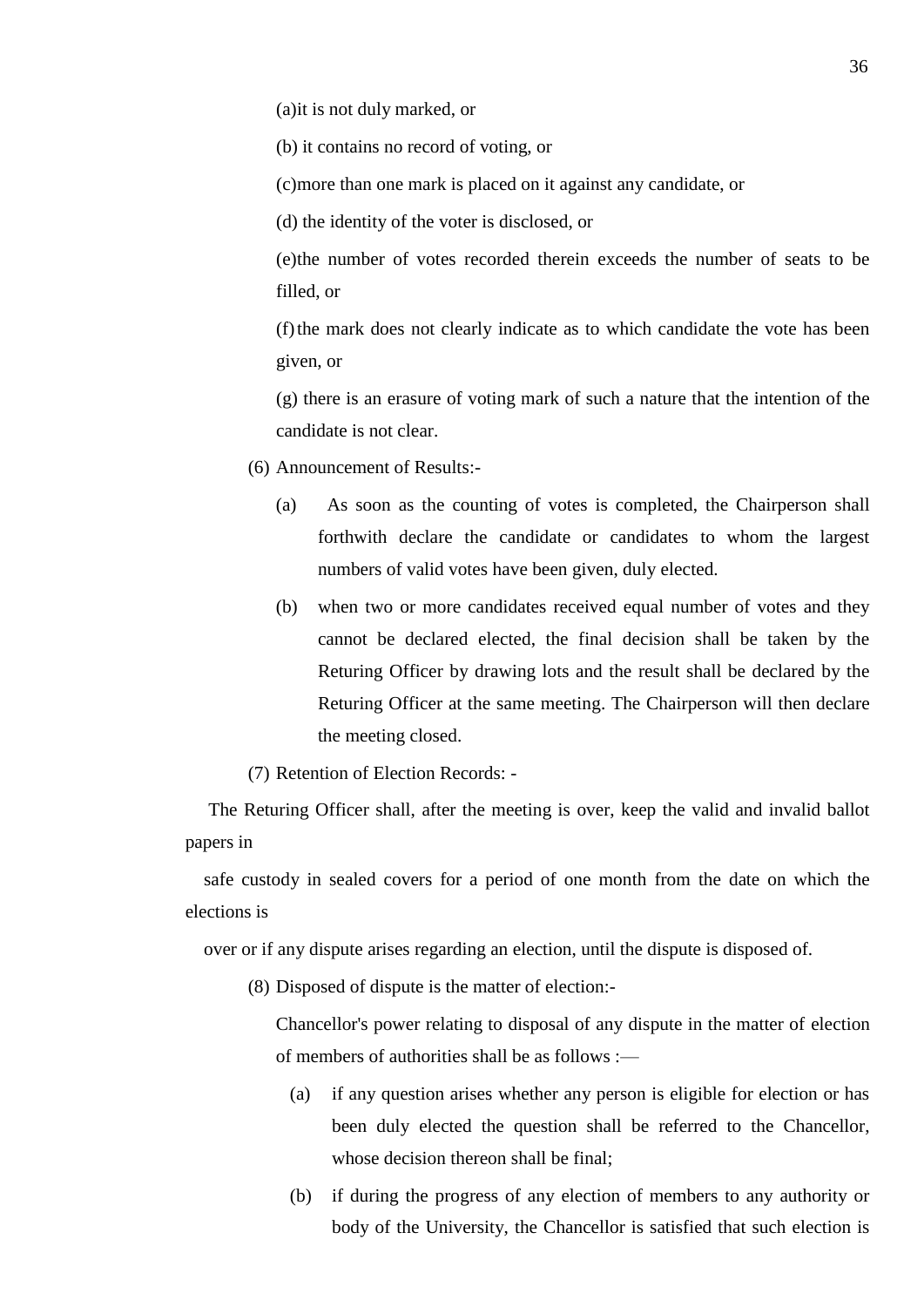(a)it is not duly marked, or

(b) it contains no record of voting, or

(c)more than one mark is placed on it against any candidate, or

(d) the identity of the voter is disclosed, or

(e)the number of votes recorded therein exceeds the number of seats to be filled, or

(f) the mark does not clearly indicate as to which candidate the vote has been given, or

(g) there is an erasure of voting mark of such a nature that the intention of the candidate is not clear.

(6) Announcement of Results:-

(a) As soon as the counting of votes is completed, the Chairperson shall forthwith declare the candidate or candidates to whom the largest numbers of valid votes have been given, duly elected.

(b) when two or more candidates received equal number of votes and they cannot be declared elected, the final decision shall be taken by the Returing Officer by drawing lots and the result shall be declared by the Returing Officer at the same meeting. The Chairperson will then declare the meeting closed.

(7) Retention of Election Records: -

The Returing Officer shall, after the meeting is over, keep the valid and invalid ballot papers in

safe custody in sealed covers for a period of one month from the date on which the elections is

over or if any dispute arises regarding an election, until the dispute is disposed of.

(8) Disposed of dispute is the matter of election:-

Chancellor's power relating to disposal of any dispute in the matter of election of members of authorities shall be as follows :—

(a) if any question arises whether any person is eligible for election or has been duly elected the question shall be referred to the Chancellor, whose decision thereon shall be final;

(b) if during the progress of any election of members to any authority or body of the University, the Chancellor is satisfied that such election is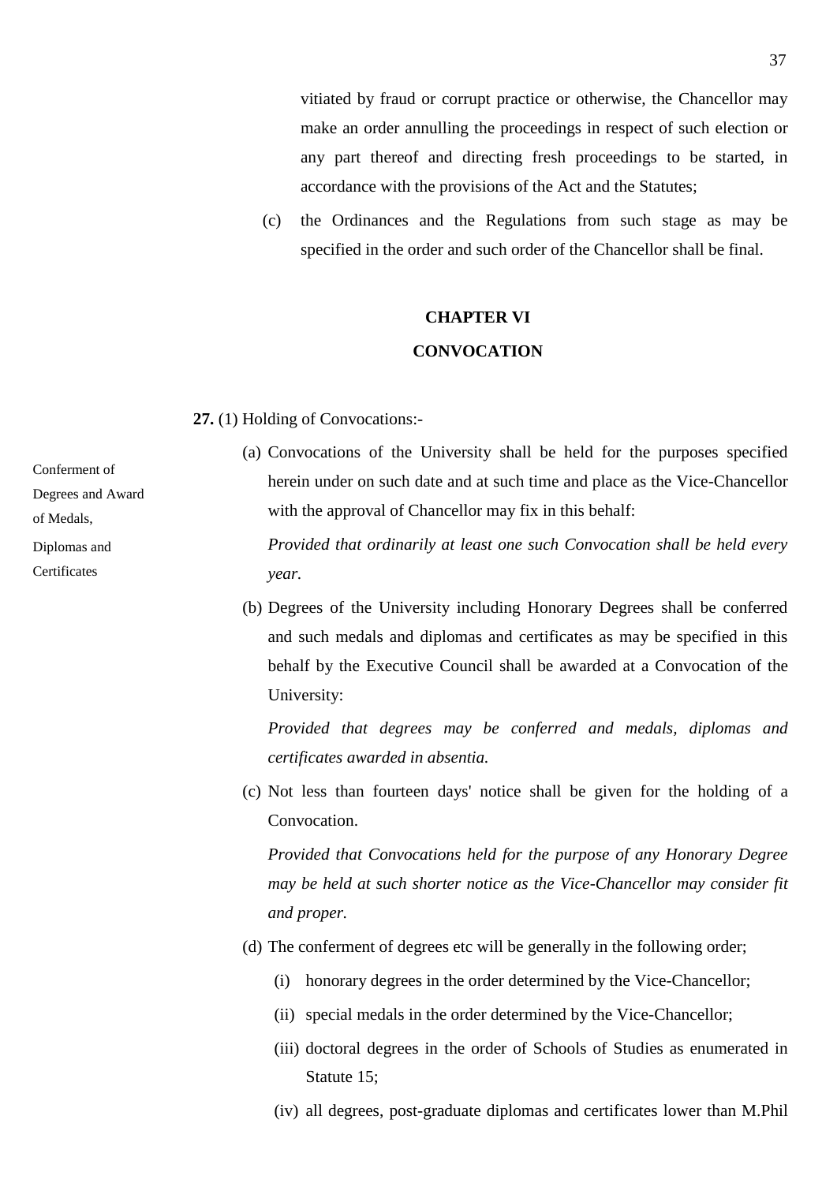vitiated by fraud or corrupt practice or otherwise, the Chancellor may make an order annulling the proceedings in respect of such election or any part thereof and directing fresh proceedings to be started, in accordance with the provisions of the Act and the Statutes;

(c) the Ordinances and the Regulations from such stage as may be specified in the order and such order of the Chancellor shall be final.

## CHAPTER VI

## CONVOCATION

Conferment of Degrees and Award of Medals, Diplomas and Certificates

**27.** (1) Holding of Convocations:-

(a) Convocations of the University shall be held for the purposes specified herein under on such date and at such time and place as the Vice-Chancellor with the approval of Chancellor may fix in this behalf:

*Provided that ordinarily at least one such Convocation shall be held every year.*

(b) Degrees of the University including Honorary Degrees shall be conferred and such medals and diplomas and certificates as may be specified in this behalf by the Executive Council shall be awarded at a Convocation of the University:

*Provided that degrees may be conferred and medals, diplomas and certificates awarded in absentia.*

(c) Not less than fourteen days' notice shall be given for the holding of a Convocation.

*Provided that Convocations held for the purpose of any Honorary Degree may be held at such shorter notice as the Vice-Chancellor may consider fit and proper.*

(d) The conferment of degrees etc will be generally in the following order;

(i) honorary degrees in the order determined by the Vice-Chancellor;

(ii) special medals in the order determined by the Vice-Chancellor;

(iii) doctoral degrees in the order of Schools of Studies as enumerated in Statute 15;

(iv) all degrees, post-graduate diplomas and certificates lower than M.Phil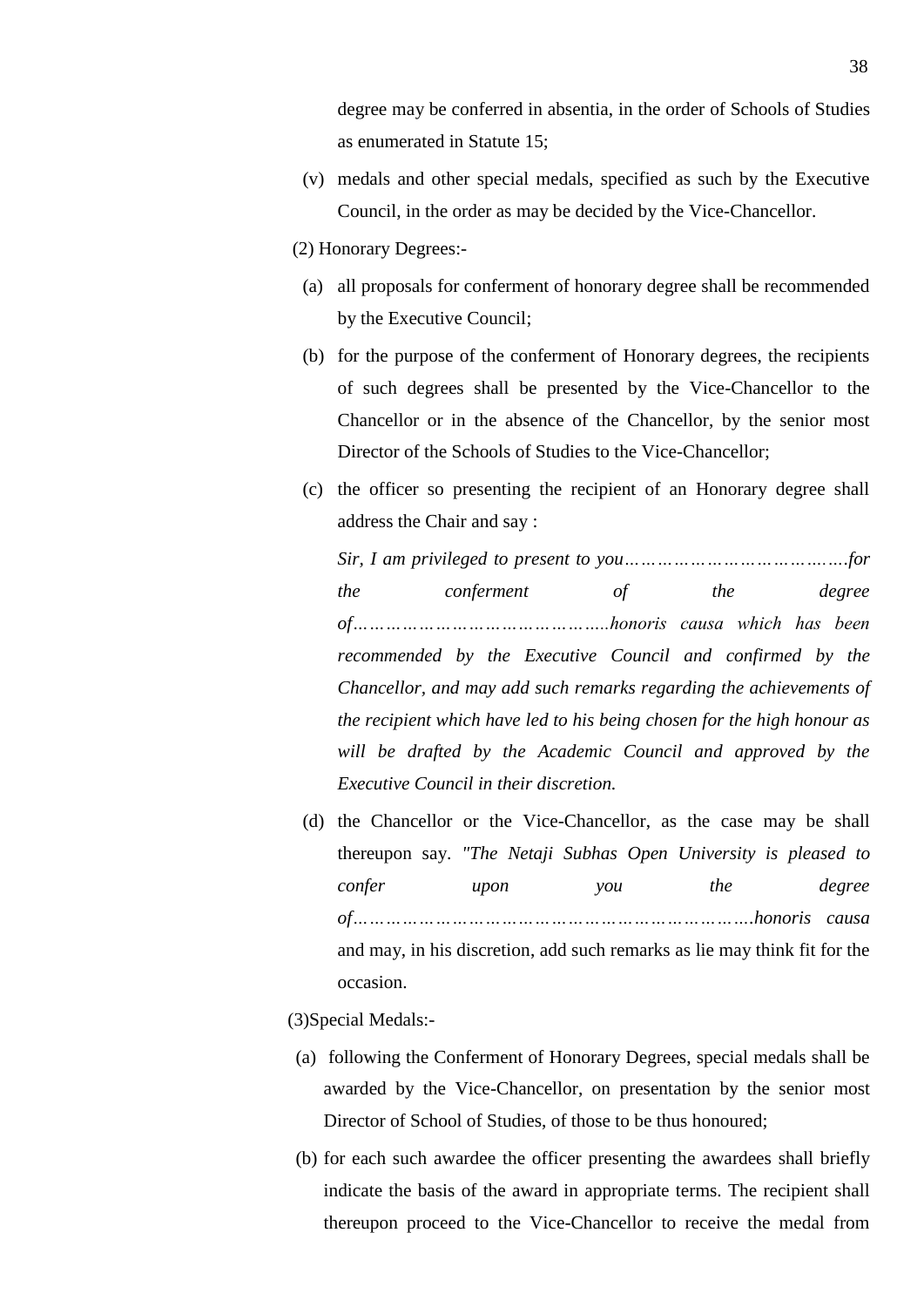degree may be conferred in absentia, in the order of Schools of Studies as enumerated in Statute 15;

(v) medals and other special medals, specified as such by the Executive Council, in the order as may be decided by the Vice-Chancellor.

(2) Honorary Degrees:-

(a) all proposals for conferment of honorary degree shall be recommended by the Executive Council;

(b) for the purpose of the conferment of Honorary degrees, the recipients of such degrees shall be presented by the Vice-Chancellor to the Chancellor or in the absence of the Chancellor, by the senior most Director of the Schools of Studies to the Vice-Chancellor;

(c) the officer so presenting the recipient of an Honorary degree shall address the Chair and say :

*Sir, I am privileged to present to you………………………………….for the conferment of the degree of……………………………………..honoris causa which has been recommended by the Executive Council and confirmed by the Chancellor, and may add such remarks regarding the achievements of the recipient which have led to his being chosen for the high honour as will be drafted by the Academic Council and approved by the Executive Council in their discretion.*

(d) the Chancellor or the Vice-Chancellor, as the case may be shall thereupon say. *"The Netaji Subhas Open University is pleased to confer upon you the degree of……………………………………………………………….honoris causa* and may, in his discretion, add such remarks as lie may think fit for the occasion.

(3)Special Medals:-

(a) following the Conferment of Honorary Degrees, special medals shall be awarded by the Vice-Chancellor, on presentation by the senior most Director of School of Studies, of those to be thus honoured;

(b) for each such awardee the officer presenting the awardees shall briefly indicate the basis of the award in appropriate terms. The recipient shall thereupon proceed to the Vice-Chancellor to receive the medal from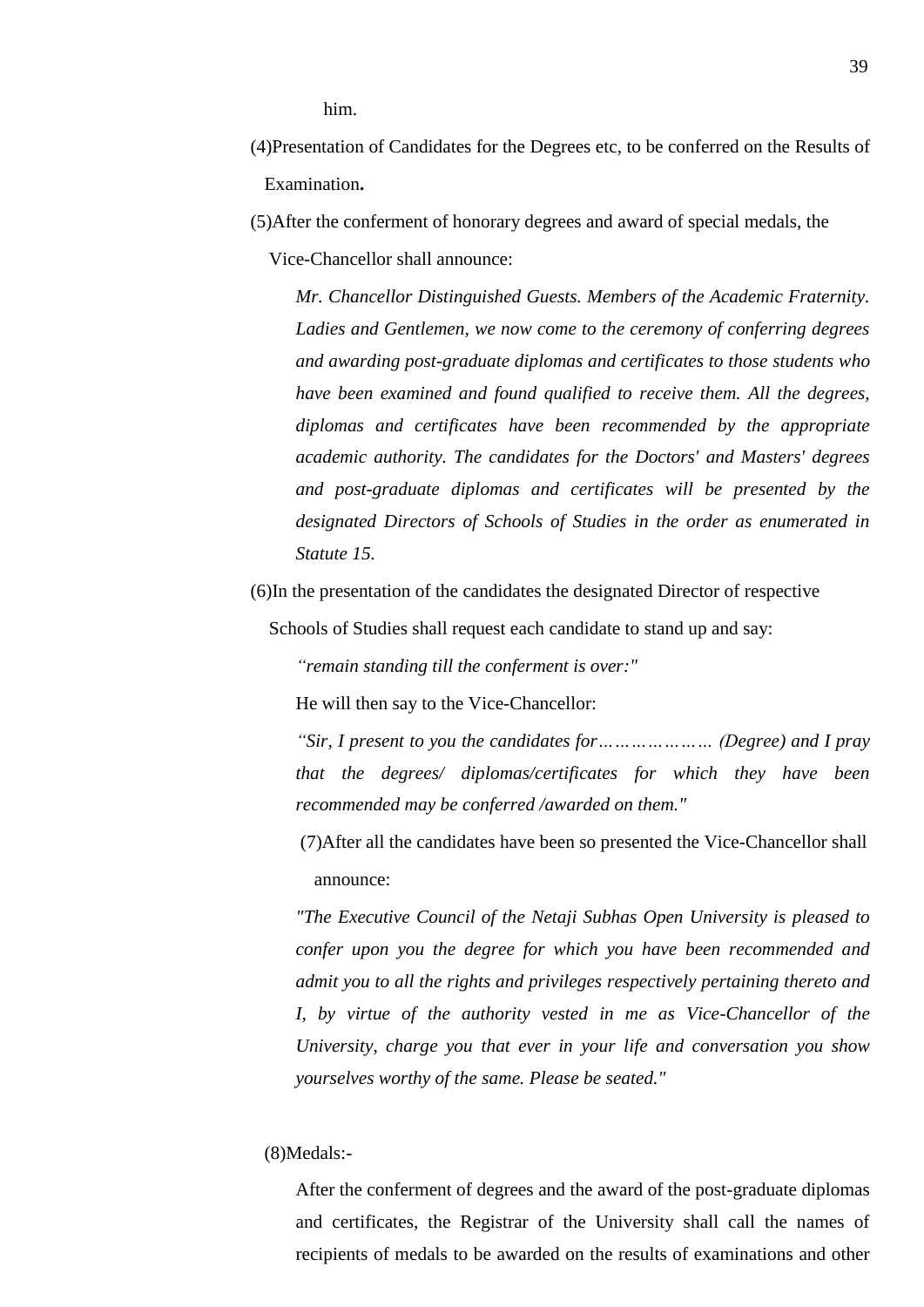him.

(4)Presentation of Candidates for the Degrees etc, to be conferred on the Results of Examination**.**

(5)After the conferment of honorary degrees and award of special medals, the Vice-Chancellor shall announce:

*Mr. Chancellor Distinguished Guests. Members of the Academic Fraternity. Ladies and Gentlemen, we now come to the ceremony of conferring degrees and awarding post-graduate diplomas and certificates to those students who have been examined and found qualified to receive them. All the degrees, diplomas and certificates have been recommended by the appropriate academic authority. The candidates for the Doctors' and Masters' degrees and post-graduate diplomas and certificates will be presented by the designated Directors of Schools of Studies in the order as enumerated in Statute 15.*

(6)In the presentation of the candidates the designated Director of respective Schools of Studies shall request each candidate to stand up and say:

*"remain standing till the conferment is over:"*

He will then say to the Vice-Chancellor:

*"Sir, I present to you the candidates for………………… (Degree) and I pray that the degrees/ diplomas/certificates for which they have been recommended may be conferred /awarded on them."*

(7)After all the candidates have been so presented the Vice-Chancellor shall announce:

*"The Executive Council of the Netaji Subhas Open University is pleased to confer upon you the degree for which you have been recommended and admit you to all the rights and privileges respectively pertaining thereto and I, by virtue of the authority vested in me as Vice-Chancellor of the University, charge you that ever in your life and conversation you show yourselves worthy of the same. Please be seated."*

(8)Medals:-

After the conferment of degrees and the award of the post-graduate diplomas and certificates, the Registrar of the University shall call the names of recipients of medals to be awarded on the results of examinations and other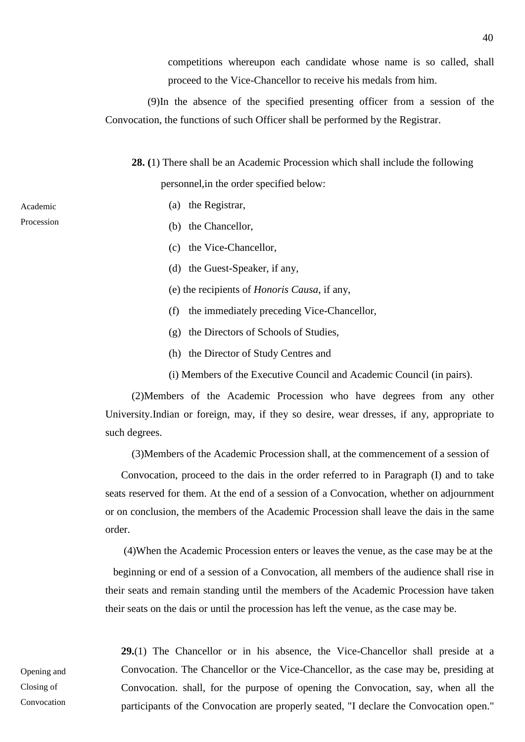competitions whereupon each candidate whose name is so called, shall proceed to the Vice-Chancellor to receive his medals from him.

(9)In the absence of the specified presenting officer from a session of the Convocation, the functions of such Officer shall be performed by the Registrar.

Academic Procession

**28. (**1) There shall be an Academic Procession which shall include the following personnel,in the order specified below:

(a) the Registrar,

(b) the Chancellor,

(c) the Vice-Chancellor,

(d) the Guest-Speaker, if any,

(e) the recipients of *Honoris Causa*, if any,

(f) the immediately preceding Vice-Chancellor,

(g) the Directors of Schools of Studies,

(h) the Director of Study Centres and

(i) Members of the Executive Council and Academic Council (in pairs).

(2)Members of the Academic Procession who have degrees from any other University.Indian or foreign, may, if they so desire, wear dresses, if any, appropriate to such degrees.

(3)Members of the Academic Procession shall, at the commencement of a session of Convocation, proceed to the dais in the order referred to in Paragraph (I) and to take seats reserved for them. At the end of a session of a Convocation, whether on adjournment or on conclusion, the members of the Academic Procession shall leave the dais in the same order.

(4)When the Academic Procession enters or leaves the venue, as the case may be at the beginning or end of a session of a Convocation, all members of the audience shall rise in their seats and remain standing until the members of the Academic Procession have taken their seats on the dais or until the procession has left the venue, as the case may be.

Opening and Closing of Convocation

**29.**(1) The Chancellor or in his absence, the Vice-Chancellor shall preside at a Convocation. The Chancellor or the Vice-Chancellor, as the case may be, presiding at Convocation. shall, for the purpose of opening the Convocation, say, when all the participants of the Convocation are properly seated, "I declare the Convocation open."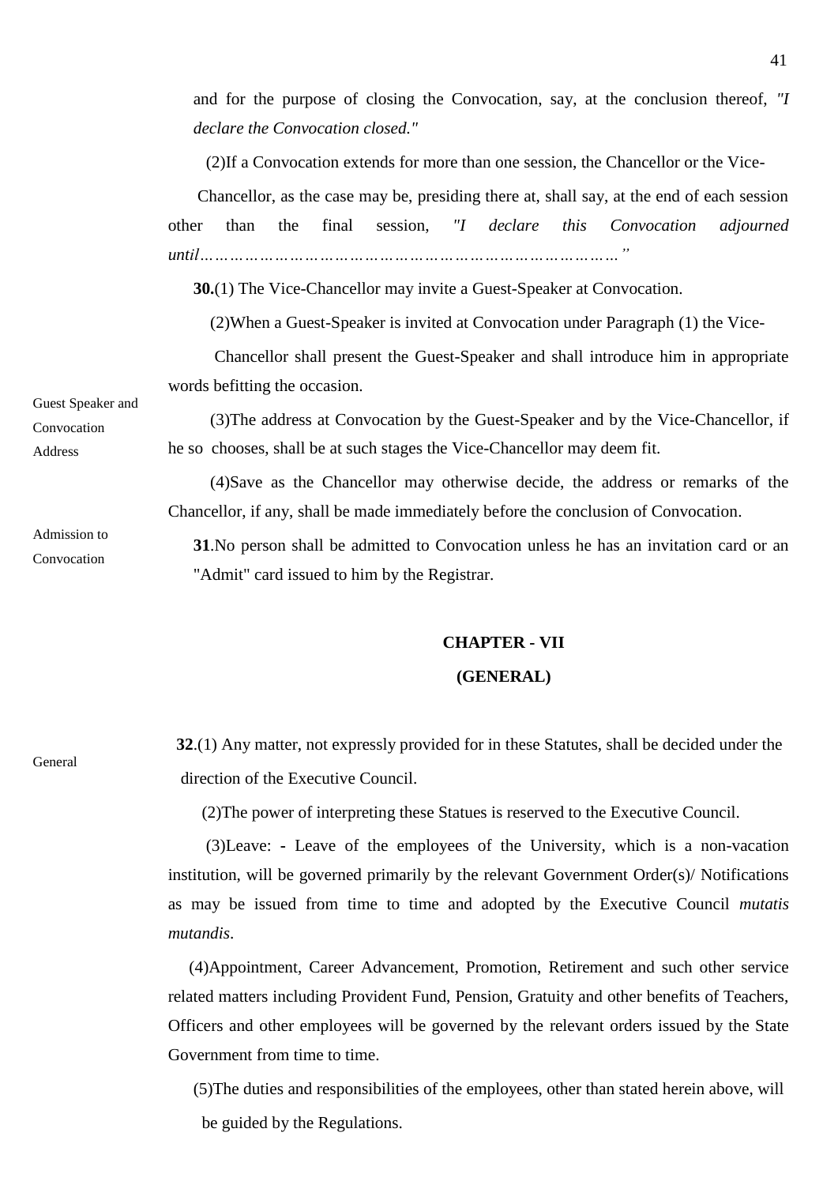and for the purpose of closing the Convocation, say, at the conclusion thereof, *"I declare the Convocation closed."*

(2)If a Convocation extends for more than one session, the Chancellor or the Vice-Chancellor, as the case may be, presiding there at, shall say, at the end of each session other than the final session, *"I declare this Convocation adjourned until……………………………………………………………………… "*

Guest Speaker and Convocation Address

**30.**(1) The Vice-Chancellor may invite a Guest-Speaker at Convocation.

(2)When a Guest-Speaker is invited at Convocation under Paragraph (1) the Vice-Chancellor shall present the Guest-Speaker and shall introduce him in appropriate words befitting the occasion.

(3)The address at Convocation by the Guest-Speaker and by the Vice-Chancellor, if he so chooses, shall be at such stages the Vice-Chancellor may deem fit.

(4)Save as the Chancellor may otherwise decide, the address or remarks of the Chancellor, if any, shall be made immediately before the conclusion of Convocation.

Admission to Convocation

**31**.No person shall be admitted to Convocation unless he has an invitation card or an "Admit" card issued to him by the Registrar.

## CHAPTER - VII

## (GENERAL)

General

**32**.(1) Any matter, not expressly provided for in these Statutes, shall be decided under the direction of the Executive Council.

(2)The power of interpreting these Statues is reserved to the Executive Council.

(3)Leave: - Leave of the employees of the University, which is a non-vacation institution, will be governed primarily by the relevant Government Order(s)/ Notifications as may be issued from time to time and adopted by the Executive Council *mutatis mutandis*.

(4)Appointment, Career Advancement, Promotion, Retirement and such other service related matters including Provident Fund, Pension, Gratuity and other benefits of Teachers, Officers and other employees will be governed by the relevant orders issued by the State Government from time to time.

(5)The duties and responsibilities of the employees, other than stated herein above, will be guided by the Regulations.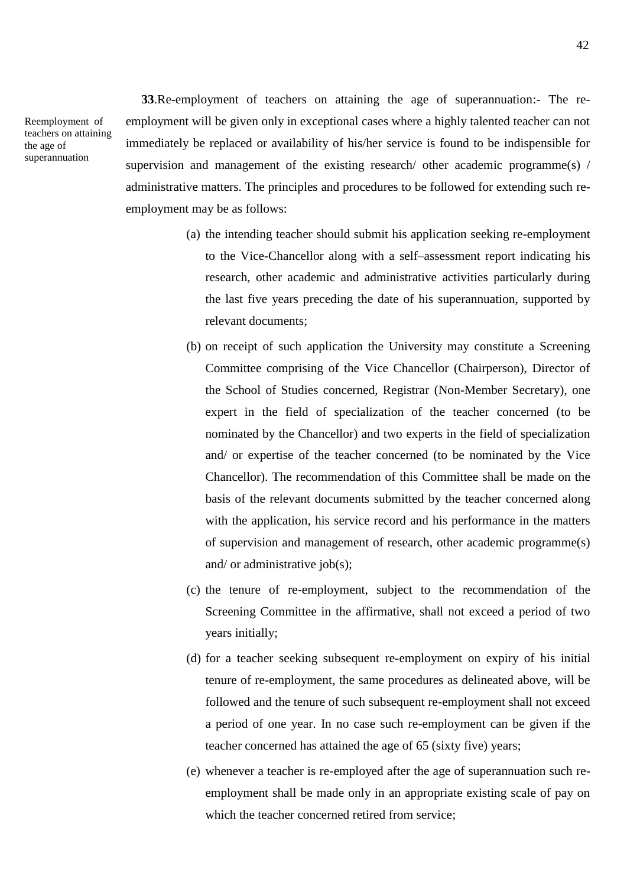Reemployment of teachers on attaining the age of superannuation

**33**.Re-employment of teachers on attaining the age of superannuation:- The re-employment will be given only in exceptional cases where a highly talented teacher can not immediately be replaced or availability of his/her service is found to be indispensible for supervision and management of the existing research/ other academic programme(s) / administrative matters. The principles and procedures to be followed for extending such re-employment may be as follows:

(a) the intending teacher should submit his application seeking re-employment to the Vice-Chancellor along with a self–assessment report indicating his research, other academic and administrative activities particularly during the last five years preceding the date of his superannuation, supported by relevant documents;

(b) on receipt of such application the University may constitute a Screening Committee comprising of the Vice Chancellor (Chairperson), Director of the School of Studies concerned, Registrar (Non-Member Secretary), one expert in the field of specialization of the teacher concerned (to be nominated by the Chancellor) and two experts in the field of specialization and/ or expertise of the teacher concerned (to be nominated by the Vice Chancellor). The recommendation of this Committee shall be made on the basis of the relevant documents submitted by the teacher concerned along with the application, his service record and his performance in the matters of supervision and management of research, other academic programme(s) and/ or administrative job(s);

(c) the tenure of re-employment, subject to the recommendation of the Screening Committee in the affirmative, shall not exceed a period of two years initially;

(d) for a teacher seeking subsequent re-employment on expiry of his initial tenure of re-employment, the same procedures as delineated above, will be followed and the tenure of such subsequent re-employment shall not exceed a period of one year. In no case such re-employment can be given if the teacher concerned has attained the age of 65 (sixty five) years;

(e) whenever a teacher is re-employed after the age of superannuation such re-employment shall be made only in an appropriate existing scale of pay on which the teacher concerned retired from service;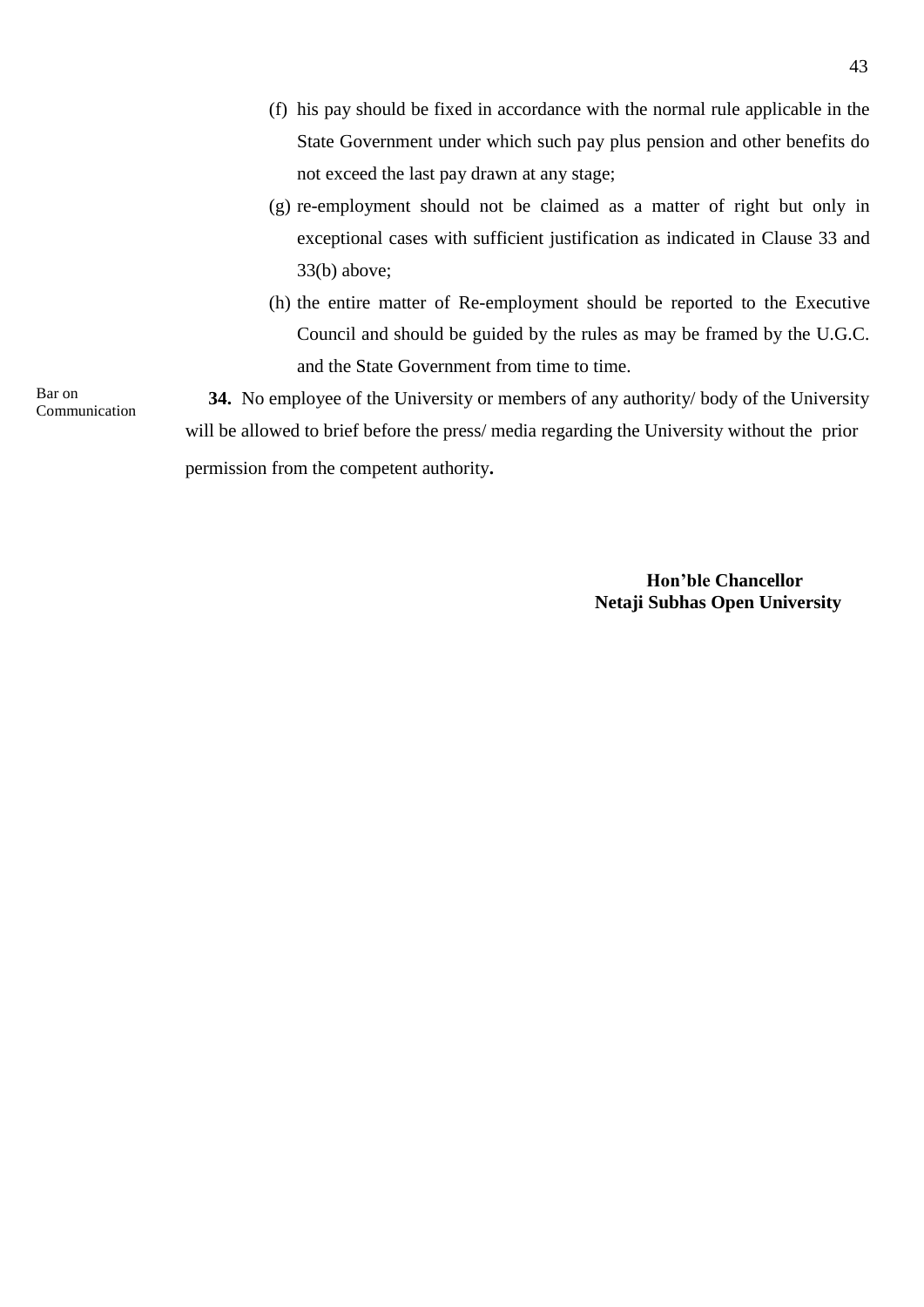(f) his pay should be fixed in accordance with the normal rule applicable in the State Government under which such pay plus pension and other benefits do not exceed the last pay drawn at any stage;

(g) re-employment should not be claimed as a matter of right but only in exceptional cases with sufficient justification as indicated in Clause 33 and 33(b) above;

(h) the entire matter of Re-employment should be reported to the Executive Council and should be guided by the rules as may be framed by the U.G.C. and the State Government from time to time.

Bar on Communication

**34.** No employee of the University or members of any authority/ body of the University will be allowed to brief before the press/ media regarding the University without the prior permission from the competent authority**.**

**Hon'ble Chancellor**
**Netaji Subhas Open University**